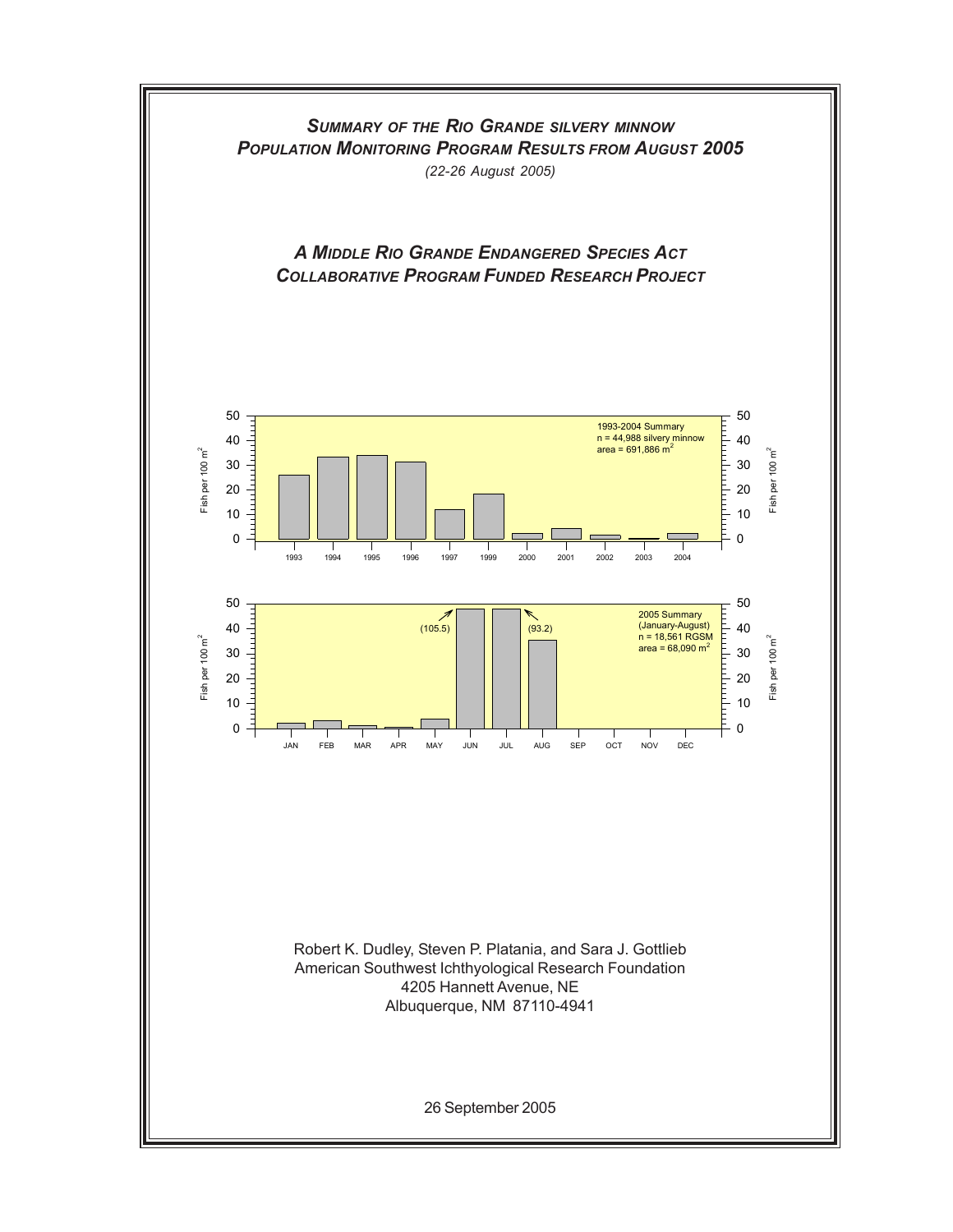# *Summary of the Rio Grande silvery minnow Population Monitoring Program Results from August 2005*

*(22-26 August 2005)*

## *A Middle Rio Grande Endangered Species Act Collaborative Program Funded Research Project*

1993-2004 Summary
n = 44,988 silvery minnow
area = 691,886 $m^2$

2005 Summary
(January-August)
n = 18,561 RGSM
area = 68,090 $m^2$

Robert K. Dudley, Steven P. Platania, and Sara J. Gottlieb
American Southwest Ichthyological Research Foundation
4205 Hannett Avenue, NE
Albuquerque, NM 87110-4941

26 September 2005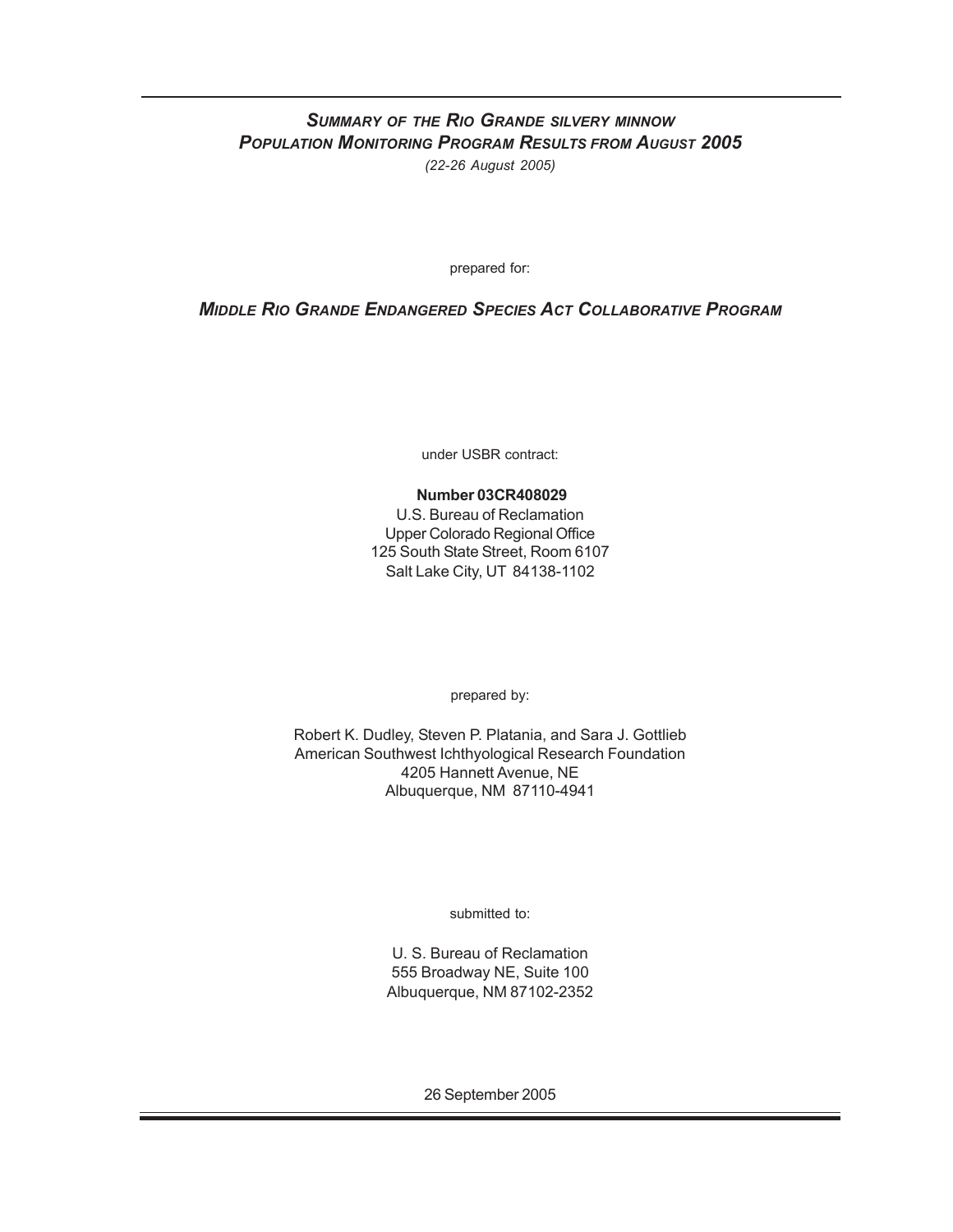# *Summary of the Rio Grande silvery minnow Population Monitoring Program Results from August 2005*

*(22-26 August 2005)*

prepared for:

***Middle Rio Grande Endangered Species Act Collaborative Program***

under USBR contract:

**Number 03CR408029**
U.S. Bureau of Reclamation
Upper Colorado Regional Office
125 South State Street, Room 6107
Salt Lake City, UT 84138-1102

prepared by:

Robert K. Dudley, Steven P. Platania, and Sara J. Gottlieb
American Southwest Ichthyological Research Foundation
4205 Hannett Avenue, NE
Albuquerque, NM 87110-4941

submitted to:

U. S. Bureau of Reclamation
555 Broadway NE, Suite 100
Albuquerque, NM 87102-2352

26 September 2005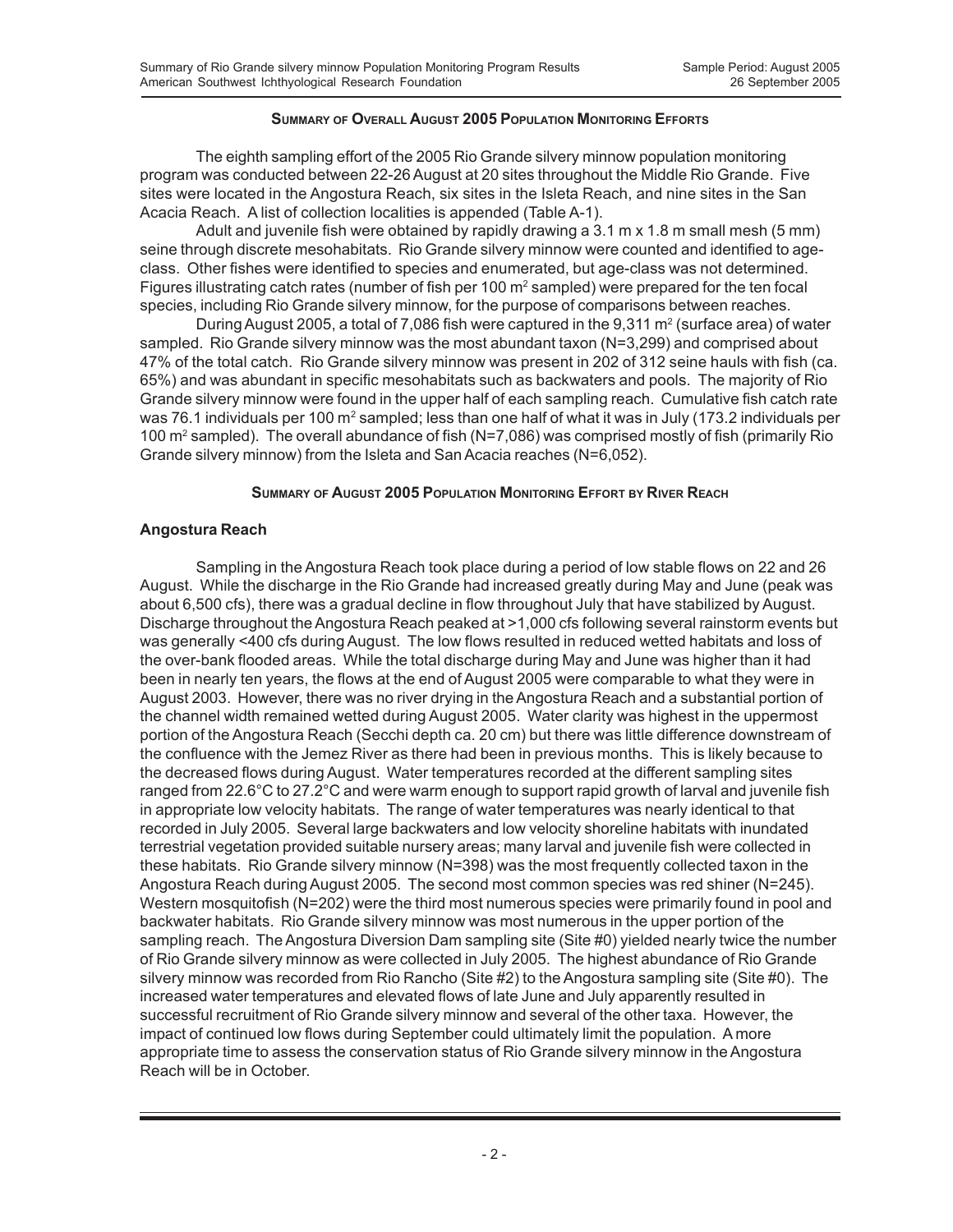## Summary of Overall August 2005 Population Monitoring Efforts

The eighth sampling effort of the 2005 Rio Grande silvery minnow population monitoring program was conducted between 22-26 August at 20 sites throughout the Middle Rio Grande. Five sites were located in the Angostura Reach, six sites in the Isleta Reach, and nine sites in the San Acacia Reach. A list of collection localities is appended (Table A-1).

Adult and juvenile fish were obtained by rapidly drawing a 3.1 m x 1.8 m small mesh (5 mm) seine through discrete mesohabitats. Rio Grande silvery minnow were counted and identified to age-class. Other fishes were identified to species and enumerated, but age-class was not determined. Figures illustrating catch rates (number of fish per 100 m$^2$ sampled) were prepared for the ten focal species, including Rio Grande silvery minnow, for the purpose of comparisons between reaches.

During August 2005, a total of 7,086 fish were captured in the 9,311 m$^2$ (surface area) of water sampled. Rio Grande silvery minnow was the most abundant taxon (N=3,299) and comprised about 47% of the total catch. Rio Grande silvery minnow was present in 202 of 312 seine hauls with fish (ca. 65%) and was abundant in specific mesohabitats such as backwaters and pools. The majority of Rio Grande silvery minnow were found in the upper half of each sampling reach. Cumulative fish catch rate was 76.1 individuals per 100 m$^2$ sampled; less than one half of what it was in July (173.2 individuals per 100 m$^2$ sampled). The overall abundance of fish (N=7,086) was comprised mostly of fish (primarily Rio Grande silvery minnow) from the Isleta and San Acacia reaches (N=6,052).

## Summary of August 2005 Population Monitoring Effort by River Reach

### Angostura Reach

Sampling in the Angostura Reach took place during a period of low stable flows on 22 and 26 August. While the discharge in the Rio Grande had increased greatly during May and June (peak was about 6,500 cfs), there was a gradual decline in flow throughout July that have stabilized by August. Discharge throughout the Angostura Reach peaked at >1,000 cfs following several rainstorm events but was generally <400 cfs during August. The low flows resulted in reduced wetted habitats and loss of the over-bank flooded areas. While the total discharge during May and June was higher than it had been in nearly ten years, the flows at the end of August 2005 were comparable to what they were in August 2003. However, there was no river drying in the Angostura Reach and a substantial portion of the channel width remained wetted during August 2005. Water clarity was highest in the uppermost portion of the Angostura Reach (Secchi depth ca. 20 cm) but there was little difference downstream of the confluence with the Jemez River as there had been in previous months. This is likely because to the decreased flows during August. Water temperatures recorded at the different sampling sites ranged from 22.6°C to 27.2°C and were warm enough to support rapid growth of larval and juvenile fish in appropriate low velocity habitats. The range of water temperatures was nearly identical to that recorded in July 2005. Several large backwaters and low velocity shoreline habitats with inundated terrestrial vegetation provided suitable nursery areas; many larval and juvenile fish were collected in these habitats. Rio Grande silvery minnow (N=398) was the most frequently collected taxon in the Angostura Reach during August 2005. The second most common species was red shiner (N=245). Western mosquitofish (N=202) were the third most numerous species were primarily found in pool and backwater habitats. Rio Grande silvery minnow was most numerous in the upper portion of the sampling reach. The Angostura Diversion Dam sampling site (Site #0) yielded nearly twice the number of Rio Grande silvery minnow as were collected in July 2005. The highest abundance of Rio Grande silvery minnow was recorded from Rio Rancho (Site #2) to the Angostura sampling site (Site #0). The increased water temperatures and elevated flows of late June and July apparently resulted in successful recruitment of Rio Grande silvery minnow and several of the other taxa. However, the impact of continued low flows during September could ultimately limit the population. A more appropriate time to assess the conservation status of Rio Grande silvery minnow in the Angostura Reach will be in October.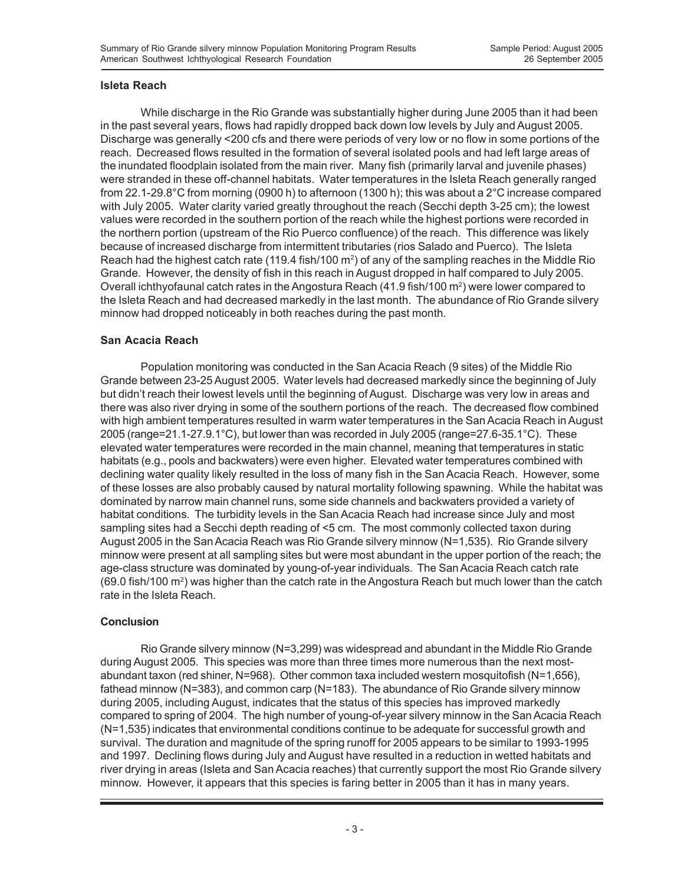### Isleta Reach

While discharge in the Rio Grande was substantially higher during June 2005 than it had been in the past several years, flows had rapidly dropped back down low levels by July and August 2005. Discharge was generally <200 cfs and there were periods of very low or no flow in some portions of the reach. Decreased flows resulted in the formation of several isolated pools and had left large areas of the inundated floodplain isolated from the main river. Many fish (primarily larval and juvenile phases) were stranded in these off-channel habitats. Water temperatures in the Isleta Reach generally ranged from 22.1-29.8°C from morning (0900 h) to afternoon (1300 h); this was about a 2°C increase compared with July 2005. Water clarity varied greatly throughout the reach (Secchi depth 3-25 cm); the lowest values were recorded in the southern portion of the reach while the highest portions were recorded in the northern portion (upstream of the Rio Puerco confluence) of the reach. This difference was likely because of increased discharge from intermittent tributaries (rios Salado and Puerco). The Isleta Reach had the highest catch rate (119.4 fish/100 $m^2$) of any of the sampling reaches in the Middle Rio Grande. However, the density of fish in this reach in August dropped in half compared to July 2005. Overall ichthyofaunal catch rates in the Angostura Reach (41.9 fish/100 $m^2$) were lower compared to the Isleta Reach and had decreased markedly in the last month. The abundance of Rio Grande silvery minnow had dropped noticeably in both reaches during the past month.

### San Acacia Reach

Population monitoring was conducted in the San Acacia Reach (9 sites) of the Middle Rio Grande between 23-25 August 2005. Water levels had decreased markedly since the beginning of July but didn't reach their lowest levels until the beginning of August. Discharge was very low in areas and there was also river drying in some of the southern portions of the reach. The decreased flow combined with high ambient temperatures resulted in warm water temperatures in the San Acacia Reach in August 2005 (range=21.1-27.9.1°C), but lower than was recorded in July 2005 (range=27.6-35.1°C). These elevated water temperatures were recorded in the main channel, meaning that temperatures in static habitats (e.g., pools and backwaters) were even higher. Elevated water temperatures combined with declining water quality likely resulted in the loss of many fish in the San Acacia Reach. However, some of these losses are also probably caused by natural mortality following spawning. While the habitat was dominated by narrow main channel runs, some side channels and backwaters provided a variety of habitat conditions. The turbidity levels in the San Acacia Reach had increase since July and most sampling sites had a Secchi depth reading of <5 cm. The most commonly collected taxon during August 2005 in the San Acacia Reach was Rio Grande silvery minnow (N=1,535). Rio Grande silvery minnow were present at all sampling sites but were most abundant in the upper portion of the reach; the age-class structure was dominated by young-of-year individuals. The San Acacia Reach catch rate (69.0 fish/100 $m^2$) was higher than the catch rate in the Angostura Reach but much lower than the catch rate in the Isleta Reach.

### Conclusion

Rio Grande silvery minnow (N=3,299) was widespread and abundant in the Middle Rio Grande during August 2005. This species was more than three times more numerous than the next most-abundant taxon (red shiner, N=968). Other common taxa included western mosquitofish (N=1,656), fathead minnow (N=383), and common carp (N=183). The abundance of Rio Grande silvery minnow during 2005, including August, indicates that the status of this species has improved markedly compared to spring of 2004. The high number of young-of-year silvery minnow in the San Acacia Reach (N=1,535) indicates that environmental conditions continue to be adequate for successful growth and survival. The duration and magnitude of the spring runoff for 2005 appears to be similar to 1993-1995 and 1997. Declining flows during July and August have resulted in a reduction in wetted habitats and river drying in areas (Isleta and San Acacia reaches) that currently support the most Rio Grande silvery minnow. However, it appears that this species is faring better in 2005 than it has in many years.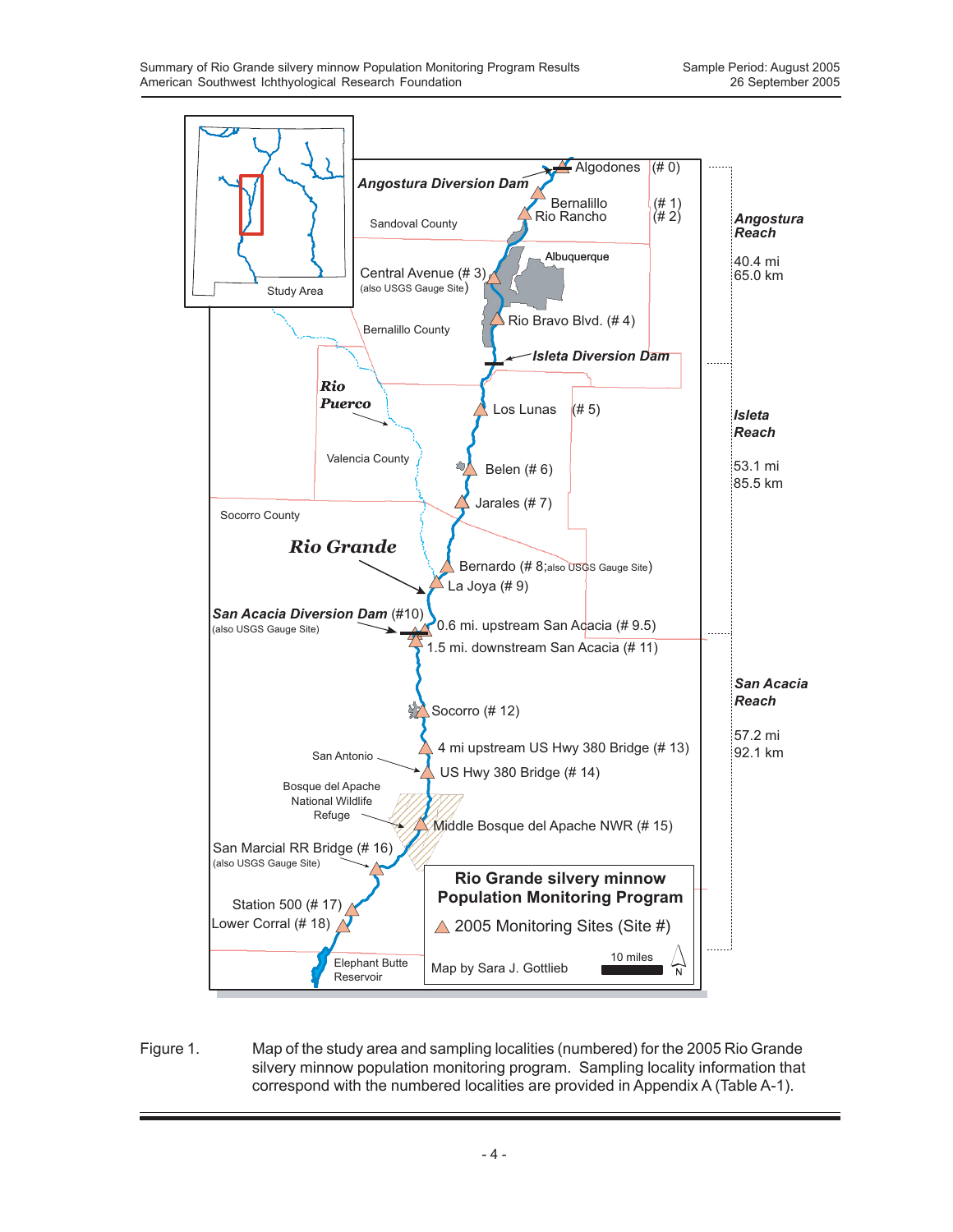Figure 1. Map of the study area and sampling localities (numbered) for the 2005 Rio Grande silvery minnow population monitoring program. Sampling locality information that correspond with the numbered localities are provided in Appendix A (Table A-1).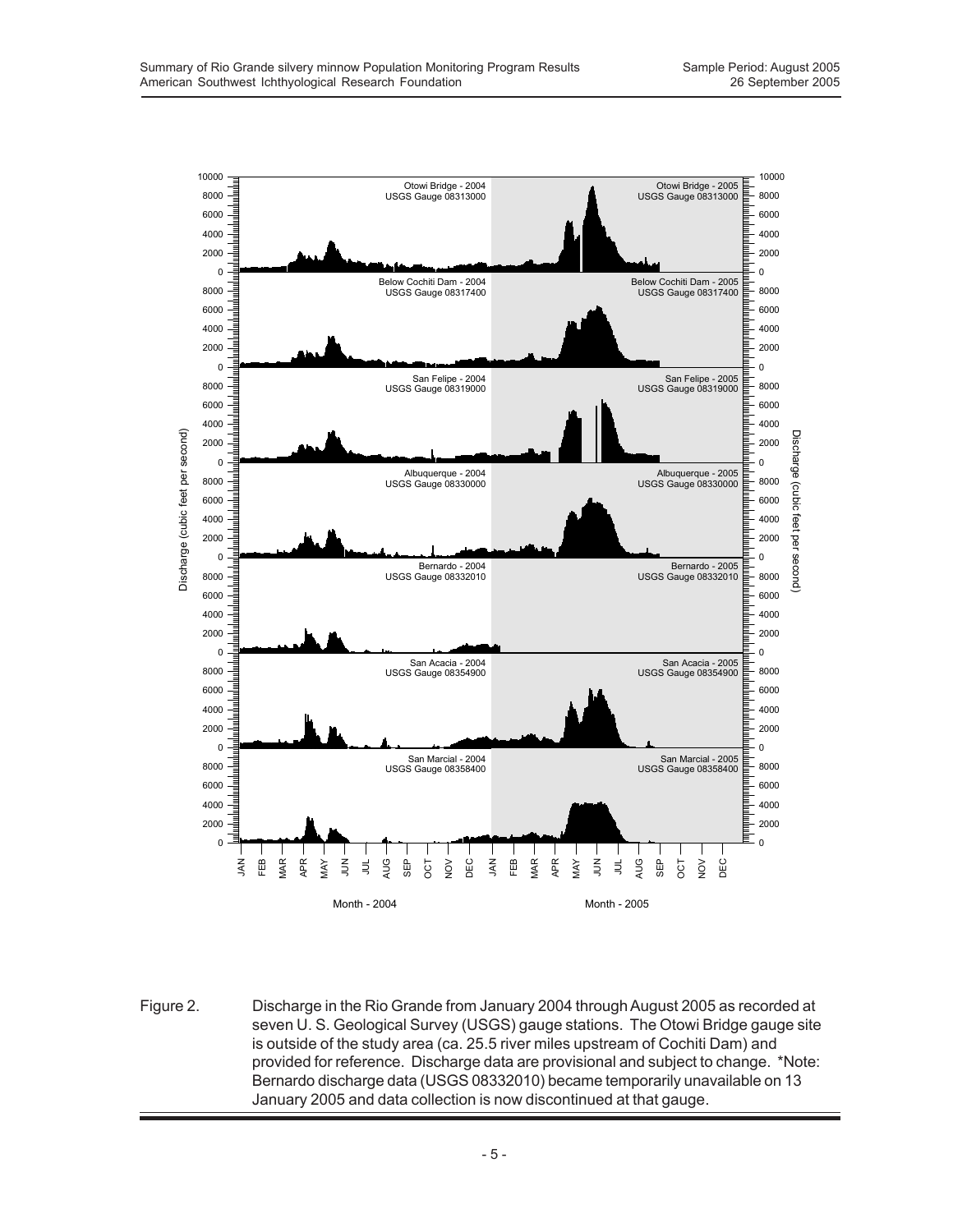Figure 2. Discharge in the Rio Grande from January 2004 through August 2005 as recorded at seven U. S. Geological Survey (USGS) gauge stations. The Otowi Bridge gauge site is outside of the study area (ca. 25.5 river miles upstream of Cochiti Dam) and provided for reference. Discharge data are provisional and subject to change. *Note: Bernardo discharge data (USGS 08332010) became temporarily unavailable on 13 January 2005 and data collection is now discontinued at that gauge.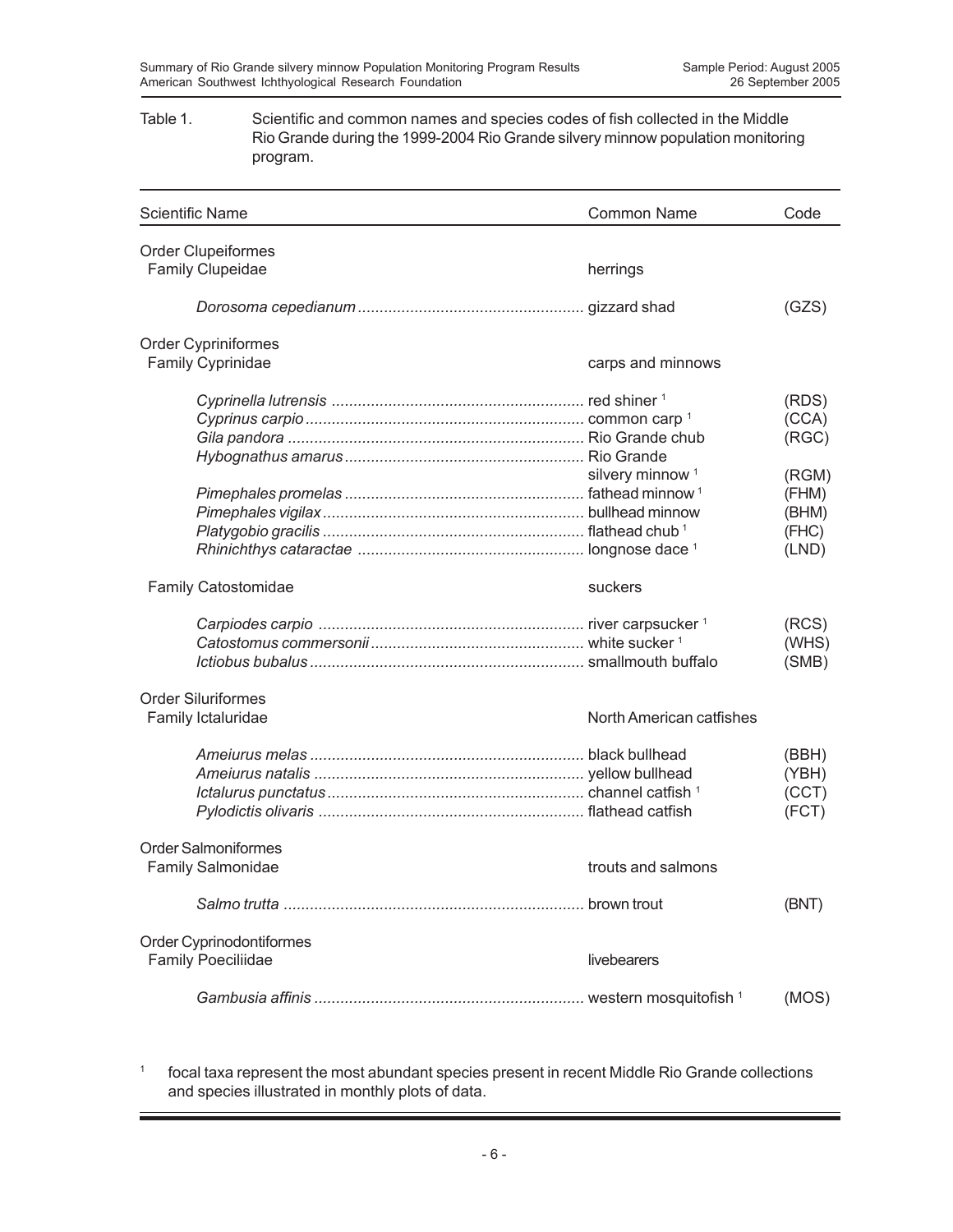Table 1. Scientific and common names and species codes of fish collected in the Middle Rio Grande during the 1999-2004 Rio Grande silvery minnow population monitoring program.

| Scientific Name | Common Name | Code |
|---|---|---|
| Order Clupeiformes | | |
| Family Clupeidae | herrings | |
| *Dorosoma cepedianum* | gizzard shad | (GZS) |
| Order Cypriniformes | | |
| Family Cyprinidae | carps and minnows | |
| *Cyprinella lutrensis* | red shiner [1] | (RDS) |
| *Cyprinus carpio* | common carp [1] | (CCA) |
| *Gila pandora* | Rio Grande chub | (RGC) |
| *Hybognathus amarus* | Rio Grande silvery minnow [1] | (RGM) |
| *Pimephales promelas* | fathead minnow [1] | (FHM) |
| *Pimephales vigilax* | bullhead minnow | (BHM) |
| *Platygobio gracilis* | flathead chub [1] | (FHC) |
| *Rhinichthys cataractae* | longnose dace [1] | (LND) |
| Family Catostomidae | suckers | |
| *Carpiodes carpio* | river carpsucker [1] | (RCS) |
| *Catostomus commersonii* | white sucker [1] | (WHS) |
| *Ictiobus bubalus* | smallmouth buffalo | (SMB) |
| Order Siluriformes | | |
| Family Ictaluridae | North American catfishes | |
| *Ameiurus melas* | black bullhead | (BBH) |
| *Ameiurus natalis* | yellow bullhead | (YBH) |
| *Ictalurus punctatus* | channel catfish [1] | (CCT) |
| *Pylodictis olivaris* | flathead catfish | (FCT) |
| Order Salmoniformes | | |
| Family Salmonidae | trouts and salmons | |
| *Salmo trutta* | brown trout | (BNT) |
| Order Cyprinodontiformes | | |
| Family Poeciliidae | livebearers | |
| *Gambusia affinis* | western mosquitofish [1] | (MOS) |

[1] focal taxa represent the most abundant species present in recent Middle Rio Grande collections and species illustrated in monthly plots of data.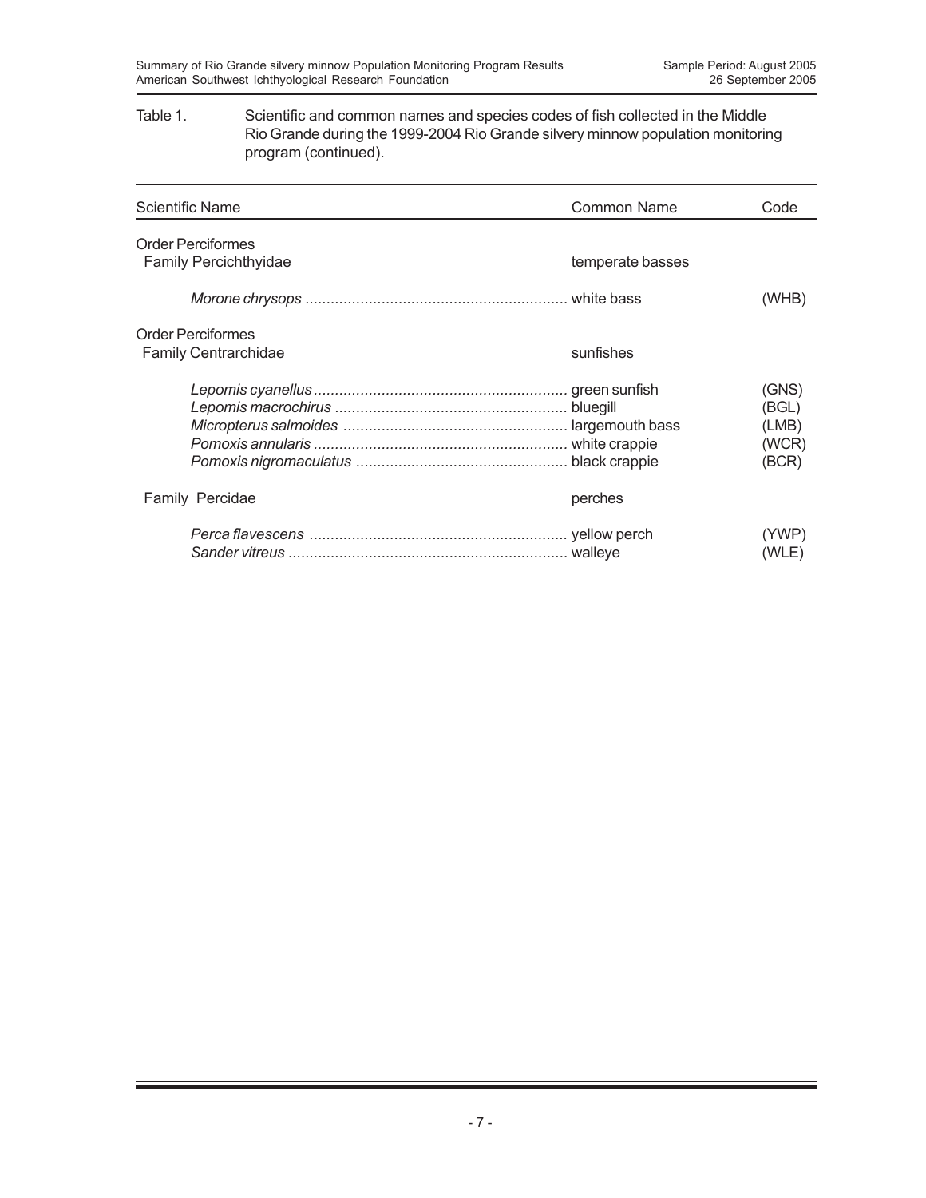Table 1. Scientific and common names and species codes of fish collected in the Middle Rio Grande during the 1999-2004 Rio Grande silvery minnow population monitoring program (continued).

| Scientific Name | Common Name | Code |
|---|---|---|
| Order Perciformes | | |
| Family Percichthyidae | temperate basses | |
| *Morone chrysops* | white bass | (WHB) |
| Order Perciformes | | |
| Family Centrarchidae | sunfishes | |
| *Lepomis cyanellus* | green sunfish | (GNS) |
| *Lepomis macrochirus* | bluegill | (BGL) |
| *Micropterus salmoides* | largemouth bass | (LMB) |
| *Pomoxis annularis* | white crappie | (WCR) |
| *Pomoxis nigromaculatus* | black crappie | (BCR) |
| Family Percidae | perches | |
| *Perca flavescens* | yellow perch | (YWP) |
| *Sander vitreus* | walleye | (WLE) |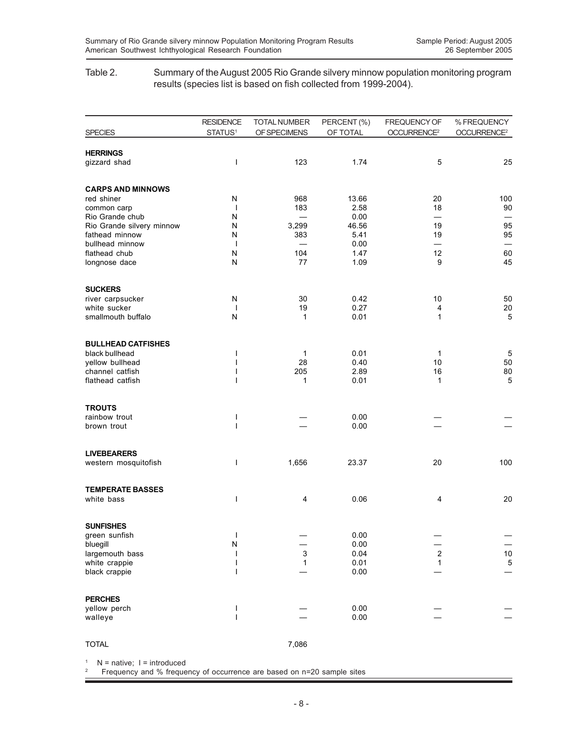Table 2. Summary of the August 2005 Rio Grande silvery minnow population monitoring program results (species list is based on fish collected from 1999-2004).

| SPECIES | RESIDENCE STATUS[1] | TOTAL NUMBER OF SPECIMENS | PERCENT (%) OF TOTAL | FREQUENCY OF OCCURRENCE[2] | % FREQUENCY OCCURRENCE[2] |
|---|---|---|---|---|---|
| **HERRINGS** | | | | | |
| gizzard shad | I | 123 | 1.74 | 5 | 25 |
| **CARPS AND MINNOWS** | | | | | |
| red shiner | N | 968 | 13.66 | 20 | 100 |
| common carp | I | 183 | 2.58 | 18 | 90 |
| Rio Grande chub | N | — | 0.00 | — | — |
| Rio Grande silvery minnow | N | 3,299 | 46.56 | 19 | 95 |
| fathead minnow | N | 383 | 5.41 | 19 | 95 |
| bullhead minnow | I | — | 0.00 | — | — |
| flathead chub | N | 104 | 1.47 | 12 | 60 |
| longnose dace | N | 77 | 1.09 | 9 | 45 |
| **SUCKERS** | | | | | |
| river carpsucker | N | 30 | 0.42 | 10 | 50 |
| white sucker | I | 19 | 0.27 | 4 | 20 |
| smallmouth buffalo | N | 1 | 0.01 | 1 | 5 |
| **BULLHEAD CATFISHES** | | | | | |
| black bullhead | I | 1 | 0.01 | 1 | 5 |
| yellow bullhead | I | 28 | 0.40 | 10 | 50 |
| channel catfish | I | 205 | 2.89 | 16 | 80 |
| flathead catfish | I | 1 | 0.01 | 1 | 5 |
| **TROUTS** | | | | | |
| rainbow trout | I | — | 0.00 | — | — |
| brown trout | I | — | 0.00 | — | — |
| **LIVEBEARERS** | | | | | |
| western mosquitofish | I | 1,656 | 23.37 | 20 | 100 |
| **TEMPERATE BASSES** | | | | | |
| white bass | I | 4 | 0.06 | 4 | 20 |
| **SUNFISHES** | | | | | |
| green sunfish | I | — | 0.00 | — | — |
| bluegill | N | — | 0.00 | — | — |
| largemouth bass | I | 3 | 0.04 | 2 | 10 |
| white crappie | I | 1 | 0.01 | 1 | 5 |
| black crappie | I | — | 0.00 | — | — |
| **PERCHES** | | | | | |
| yellow perch | I | — | 0.00 | — | — |
| walleye | I | — | 0.00 | — | — |
| TOTAL | | 7,086 | | | |

[1] N = native; I = introduced
[2] Frequency and % frequency of occurrence are based on n=20 sample sites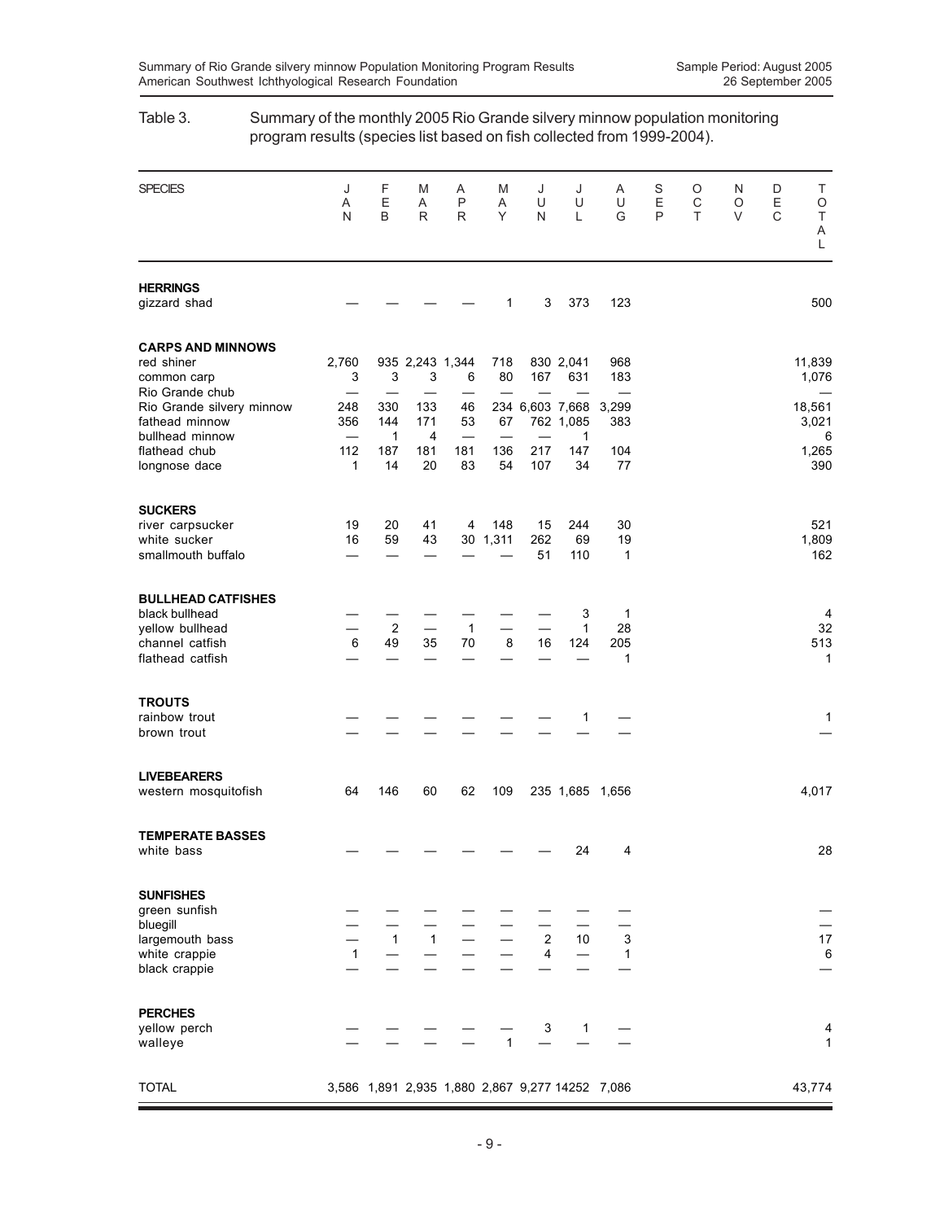Table 3. Summary of the monthly 2005 Rio Grande silvery minnow population monitoring program results (species list based on fish collected from 1999-2004).

| SPECIES | JAN | FEB | MAR | APR | MAY | JUN | JUL | AUG | SEP | OCT | NOV | DEC | TOTAL |
|---|---|---|---|---|---|---|---|---|---|---|---|---|---|
| **HERRINGS** | | | | | | | | | | | | | |
| gizzard shad | — | — | — | — | 1 | 3 | 373 | 123 | | | | | 500 |
| **CARPS AND MINNOWS** | | | | | | | | | | | | | |
| red shiner | 2,760 | 935 | 2,243 | 1,344 | 718 | 830 | 2,041 | 968 | | | | | 11,839 |
| common carp | 3 | 3 | 3 | 6 | 80 | 167 | 631 | 183 | | | | | 1,076 |
| Rio Grande chub | — | — | — | — | — | — | — | — | | | | | — |
| Rio Grande silvery minnow | 248 | 330 | 133 | 46 | 234 | 6,603 | 7,668 | 3,299 | | | | | 18,561 |
| fathead minnow | 356 | 144 | 171 | 53 | 67 | 762 | 1,085 | 383 | | | | | 3,021 |
| bullhead minnow | — | 1 | 4 | — | — | — | 1 | | | | | | 6 |
| flathead chub | 112 | 187 | 181 | 181 | 136 | 217 | 147 | 104 | | | | | 1,265 |
| longnose dace | 1 | 14 | 20 | 83 | 54 | 107 | 34 | 77 | | | | | 390 |
| **SUCKERS** | | | | | | | | | | | | | |
| river carpsucker | 19 | 20 | 41 | 4 | 148 | 15 | 244 | 30 | | | | | 521 |
| white sucker | 16 | 59 | 43 | 30 | 1,311 | 262 | 69 | 19 | | | | | 1,809 |
| smallmouth buffalo | — | — | — | — | — | 51 | 110 | 1 | | | | | 162 |
| **BULLHEAD CATFISHES** | | | | | | | | | | | | | |
| black bullhead | — | — | — | — | — | — | 3 | 1 | | | | | 4 |
| yellow bullhead | — | 2 | — | 1 | — | — | 1 | 28 | | | | | 32 |
| channel catfish | 6 | 49 | 35 | 70 | 8 | 16 | 124 | 205 | | | | | 513 |
| flathead catfish | — | — | — | — | — | — | — | 1 | | | | | 1 |
| **TROUTS** | | | | | | | | | | | | | |
| rainbow trout | — | — | — | — | — | — | 1 | — | | | | | 1 |
| brown trout | — | — | — | — | — | — | — | — | | | | | — |
| **LIVEBEARERS** | | | | | | | | | | | | | |
| western mosquitofish | 64 | 146 | 60 | 62 | 109 | 235 | 1,685 | 1,656 | | | | | 4,017 |
| **TEMPERATE BASSES** | | | | | | | | | | | | | |
| white bass | — | — | — | — | — | — | 24 | 4 | | | | | 28 |
| **SUNFISHES** | | | | | | | | | | | | | |
| green sunfish | — | — | — | — | — | — | — | — | | | | | — |
| bluegill | — | — | — | — | — | — | — | — | | | | | — |
| largemouth bass | — | 1 | 1 | — | — | 2 | 10 | 3 | | | | | 17 |
| white crappie | 1 | — | — | — | — | 4 | — | 1 | | | | | 6 |
| black crappie | — | — | — | — | — | — | — | — | | | | | — |
| **PERCHES** | | | | | | | | | | | | | |
| yellow perch | — | — | — | — | — | 3 | 1 | — | | | | | 4 |
| walleye | — | — | — | — | 1 | — | — | — | | | | | 1 |
| TOTAL | 3,586 | 1,891 | 2,935 | 1,880 | 2,867 | 9,277 | 14252 | 7,086 | | | | | 43,774 |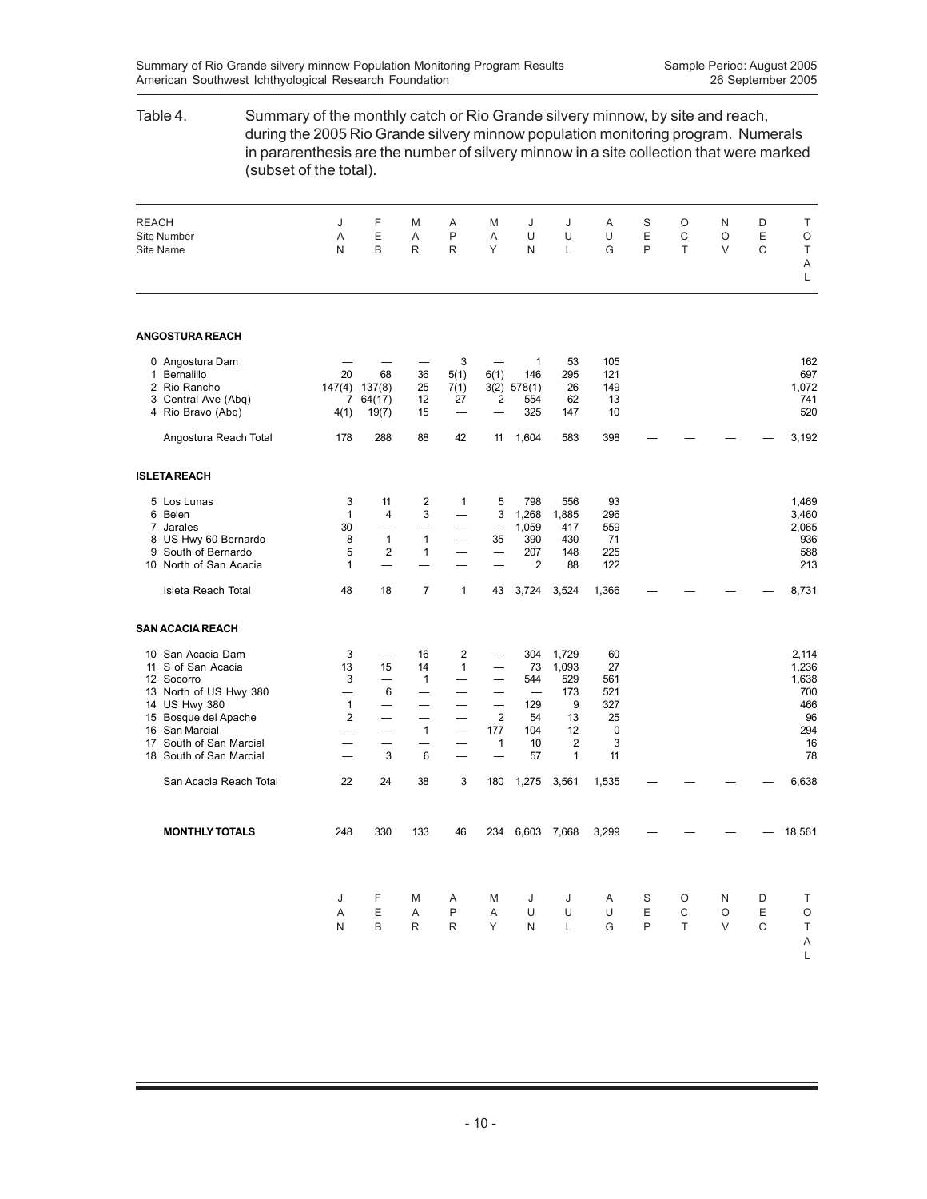Table 4. Summary of the monthly catch or Rio Grande silvery minnow, by site and reach, during the 2005 Rio Grande silvery minnow population monitoring program. Numerals in pararenthesis are the number of silvery minnow in a site collection that were marked (subset of the total).

| REACH / Site Number / Site Name | JAN | FEB | MAR | APR | MAY | JUN | JUL | AUG | SEP | OCT | NOV | DEC | TOTAL |
|---|---|---|---|---|---|---|---|---|---|---|---|---|---|
| **ANGOSTURA REACH** | | | | | | | | | | | | | |
| 0 Angostura Dam | — | — | — | 3 | — | 1 | 53 | 105 | | | | | 162 |
| 1 Bernalillo | 20 | 68 | 36 | 5(1) | 6(1) | 146 | 295 | 121 | | | | | 697 |
| 2 Rio Rancho | 147(4) | 137(8) | 25 | 7(1) | 3(2) | 578(1) | 26 | 149 | | | | | 1,072 |
| 3 Central Ave (Abq) | 7 | 64(17) | 12 | 27 | 2 | 554 | 62 | 13 | | | | | 741 |
| 4 Rio Bravo (Abq) | 4(1) | 19(7) | 15 | — | — | 325 | 147 | 10 | | | | | 520 |
| Angostura Reach Total | 178 | 288 | 88 | 42 | 11 | 1,604 | 583 | 398 | — | — | — | — | 3,192 |
| **ISLETA REACH** | | | | | | | | | | | | | |
| 5 Los Lunas | 3 | 11 | 2 | 1 | 5 | 798 | 556 | 93 | | | | | 1,469 |
| 6 Belen | 1 | 4 | 3 | — | 3 | 1,268 | 1,885 | 296 | | | | | 3,460 |
| 7 Jarales | 30 | — | — | — | — | 1,059 | 417 | 559 | | | | | 2,065 |
| 8 US Hwy 60 Bernardo | 8 | 1 | 1 | — | 35 | 390 | 430 | 71 | | | | | 936 |
| 9 South of Bernardo | 5 | 2 | 1 | — | — | 207 | 148 | 225 | | | | | 588 |
| 10 North of San Acacia | 1 | — | — | — | — | 2 | 88 | 122 | | | | | 213 |
| Isleta Reach Total | 48 | 18 | 7 | 1 | 43 | 3,724 | 3,524 | 1,366 | — | — | — | — | 8,731 |
| **SAN ACACIA REACH** | | | | | | | | | | | | | |
| 10 San Acacia Dam | 3 | — | 16 | 2 | — | 304 | 1,729 | 60 | | | | | 2,114 |
| 11 S of San Acacia | 13 | 15 | 14 | 1 | — | 73 | 1,093 | 27 | | | | | 1,236 |
| 12 Socorro | 3 | — | 1 | — | — | 544 | 529 | 561 | | | | | 1,638 |
| 13 North of US Hwy 380 | — | 6 | — | — | — | — | 173 | 521 | | | | | 700 |
| 14 US Hwy 380 | 1 | — | — | — | — | 129 | 9 | 327 | | | | | 466 |
| 15 Bosque del Apache | 2 | — | — | — | 2 | 54 | 13 | 25 | | | | | 96 |
| 16 San Marcial | — | — | 1 | — | 177 | 104 | 12 | 0 | | | | | 294 |
| 17 South of San Marcial | — | — | — | — | 1 | 10 | 2 | 3 | | | | | 16 |
| 18 South of San Marcial | — | 3 | 6 | — | — | 57 | 1 | 11 | | | | | 78 |
| San Acacia Reach Total | 22 | 24 | 38 | 3 | 180 | 1,275 | 3,561 | 1,535 | — | — | — | — | 6,638 |
| **MONTHLY TOTALS** | 248 | 330 | 133 | 46 | 234 | 6,603 | 7,668 | 3,299 | — | — | — | — | 18,561 |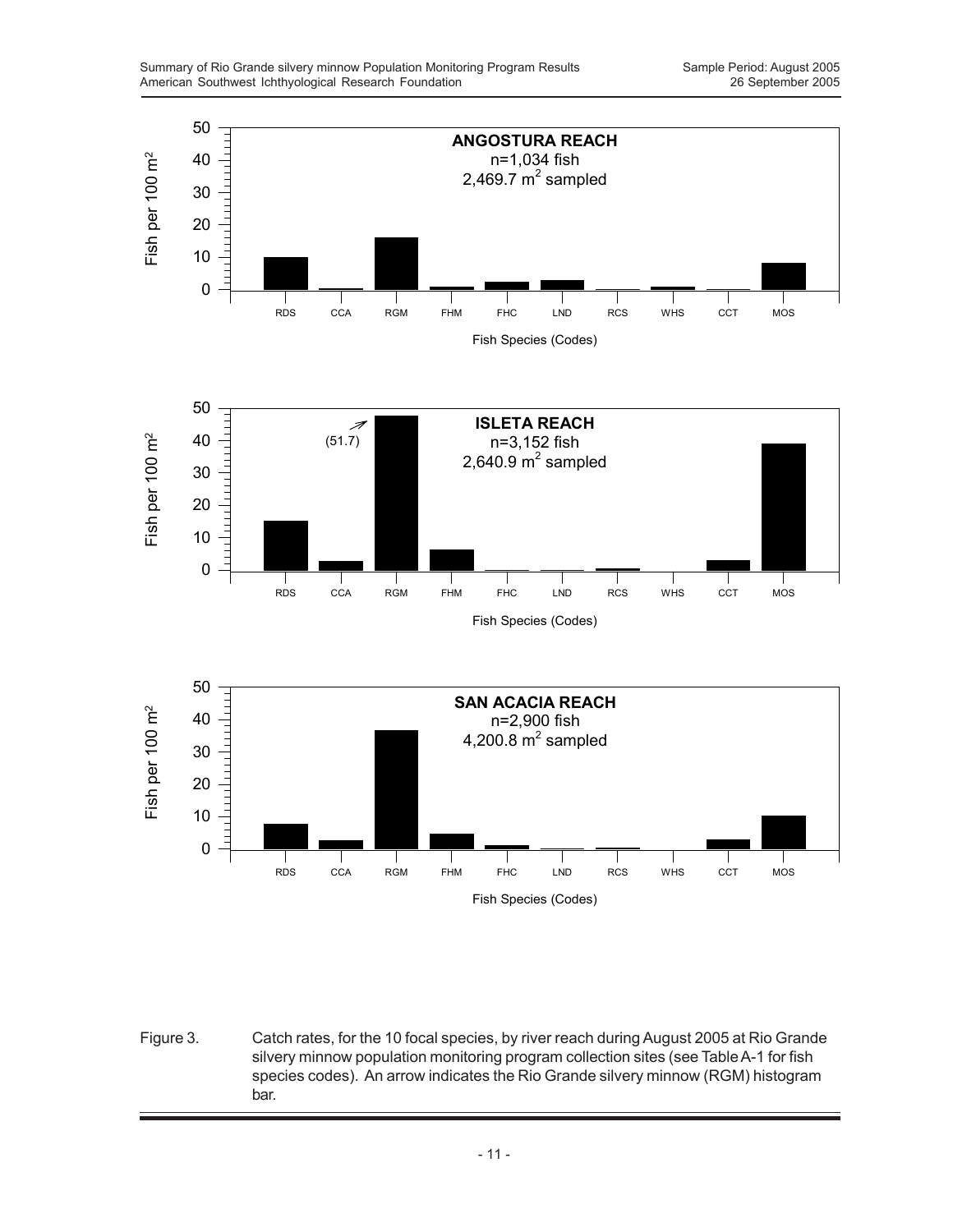Figure 3. Catch rates, for the 10 focal species, by river reach during August 2005 at Rio Grande silvery minnow population monitoring program collection sites (see Table A-1 for fish species codes). An arrow indicates the Rio Grande silvery minnow (RGM) histogram bar.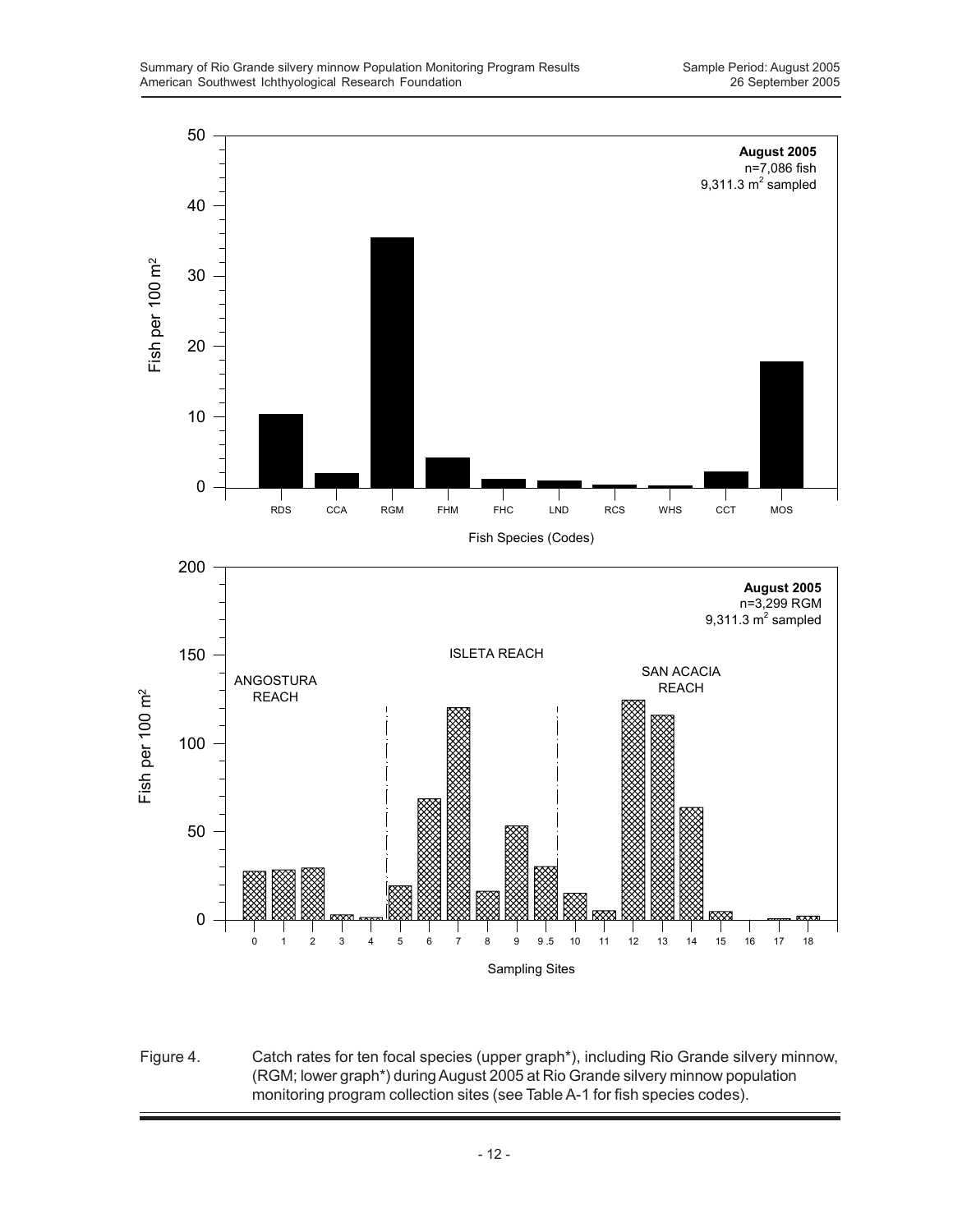Figure 4. Catch rates for ten focal species (upper graph*), including Rio Grande silvery minnow, (RGM; lower graph*) during August 2005 at Rio Grande silvery minnow population monitoring program collection sites (see Table A-1 for fish species codes).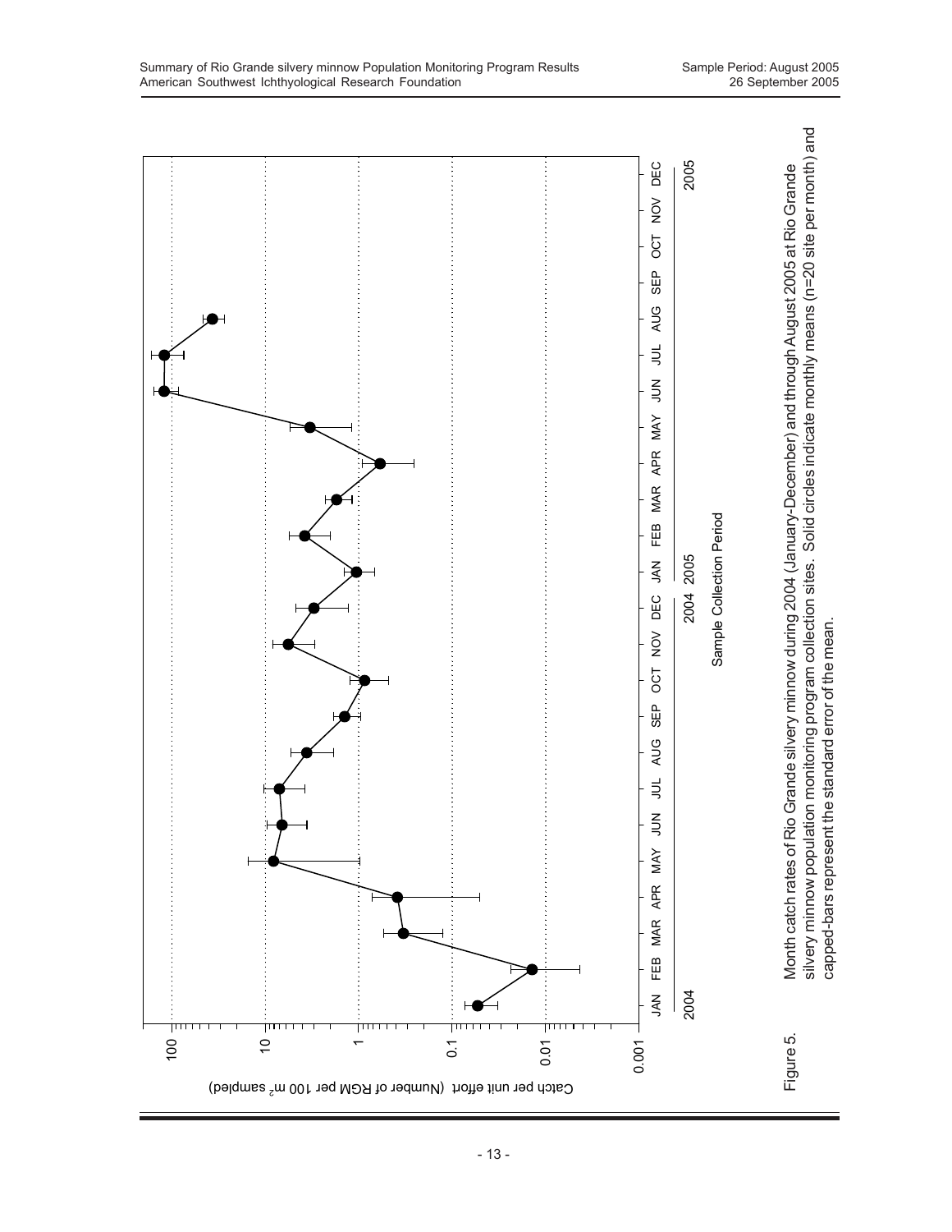Figure 5. Month catch rates of Rio Grande silvery minnow during 2004 (January-December) and through August 2005 at Rio Grande silvery minnow population monitoring program collection sites. Solid circles indicate monthly means (n=20 site per month) and capped-bars represent the standard error of the mean.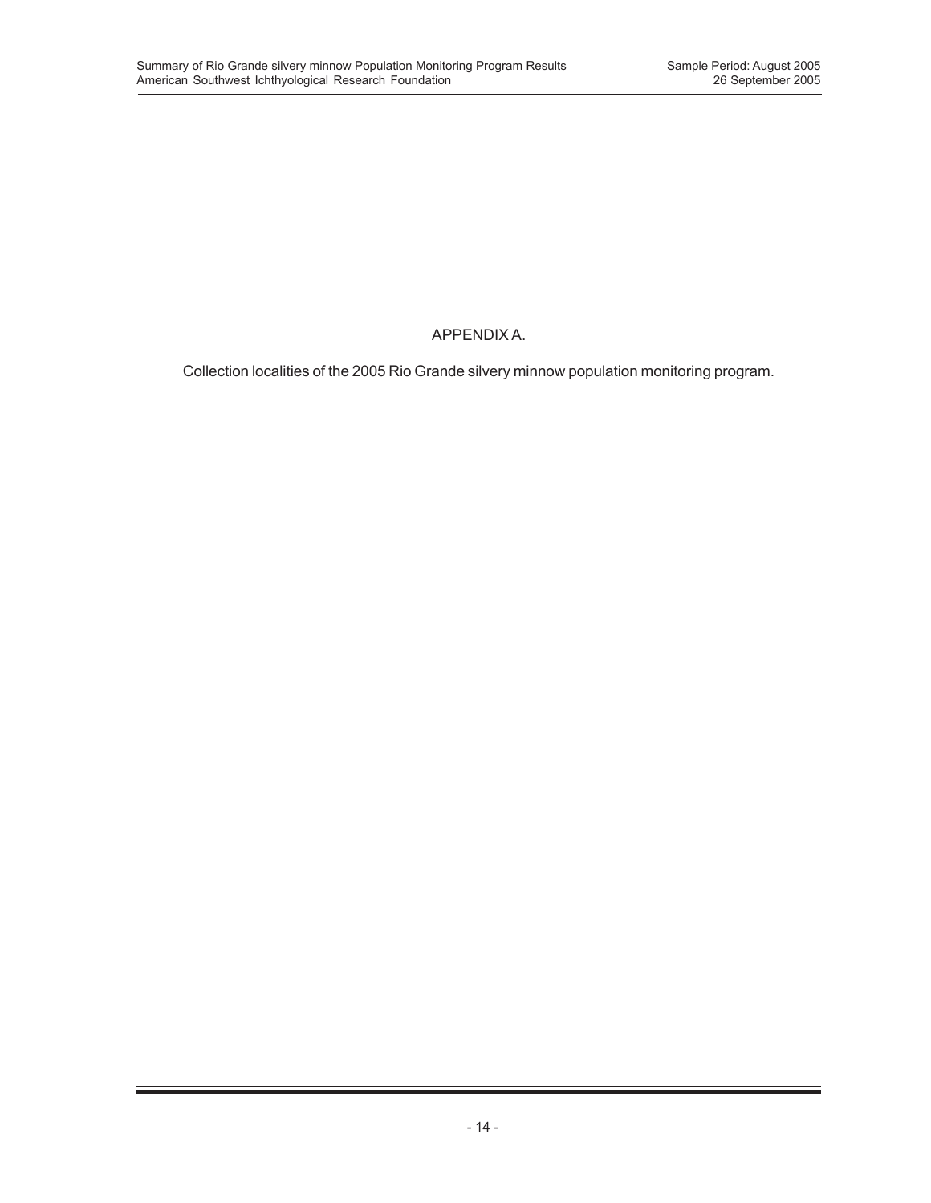# APPENDIX A.

Collection localities of the 2005 Rio Grande silvery minnow population monitoring program.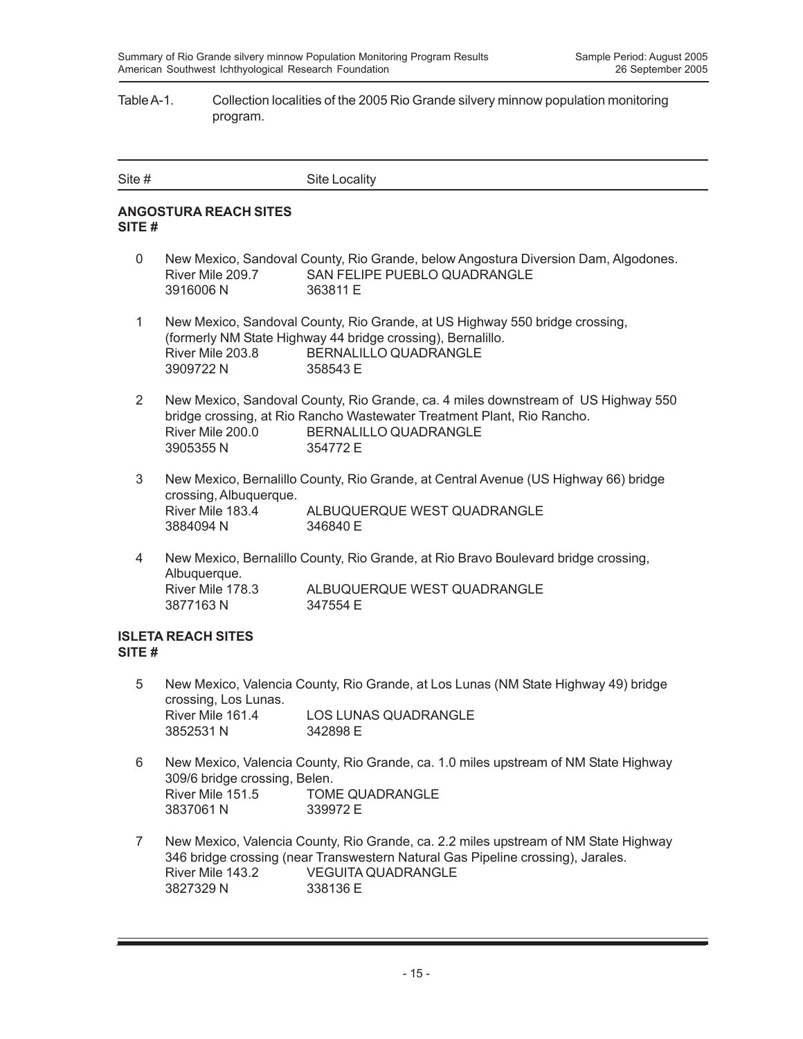Table A-1. Collection localities of the 2005 Rio Grande silvery minnow population monitoring program.

| Site # | Site Locality |
|---|---|

**ANGOSTURA REACH SITES**
**SITE #**

0 New Mexico, Sandoval County, Rio Grande, below Angostura Diversion Dam, Algodones.
River Mile 209.7 SAN FELIPE PUEBLO QUADRANGLE
3916006 N 363811 E

1 New Mexico, Sandoval County, Rio Grande, at US Highway 550 bridge crossing, (formerly NM State Highway 44 bridge crossing), Bernalillo.
River Mile 203.8 BERNALILLO QUADRANGLE
3909722 N 358543 E

2 New Mexico, Sandoval County, Rio Grande, ca. 4 miles downstream of US Highway 550 bridge crossing, at Rio Rancho Wastewater Treatment Plant, Rio Rancho.
River Mile 200.0 BERNALILLO QUADRANGLE
3905355 N 354772 E

3 New Mexico, Bernalillo County, Rio Grande, at Central Avenue (US Highway 66) bridge crossing, Albuquerque.
River Mile 183.4 ALBUQUERQUE WEST QUADRANGLE
3884094 N 346840 E

4 New Mexico, Bernalillo County, Rio Grande, at Rio Bravo Boulevard bridge crossing, Albuquerque.
River Mile 178.3 ALBUQUERQUE WEST QUADRANGLE
3877163 N 347554 E

**ISLETA REACH SITES**
**SITE #**

5 New Mexico, Valencia County, Rio Grande, at Los Lunas (NM State Highway 49) bridge crossing, Los Lunas.
River Mile 161.4 LOS LUNAS QUADRANGLE
3852531 N 342898 E

6 New Mexico, Valencia County, Rio Grande, ca. 1.0 miles upstream of NM State Highway 309/6 bridge crossing, Belen.
River Mile 151.5 TOME QUADRANGLE
3837061 N 339972 E

7 New Mexico, Valencia County, Rio Grande, ca. 2.2 miles upstream of NM State Highway 346 bridge crossing (near Transwestern Natural Gas Pipeline crossing), Jarales.
River Mile 143.2 VEGUITA QUADRANGLE
3827329 N 338136 E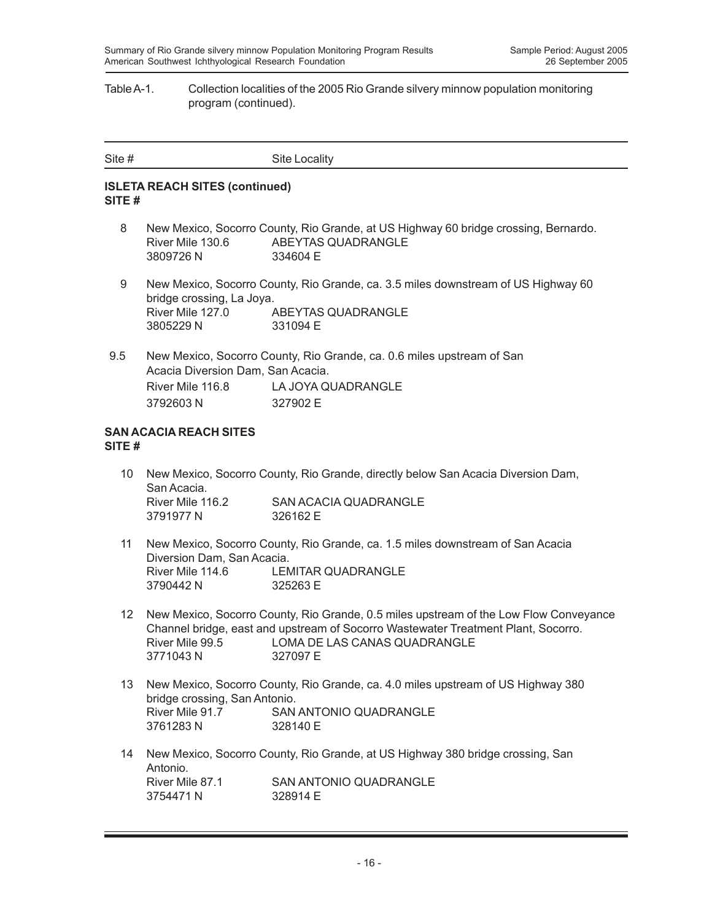Table A-1. Collection localities of the 2005 Rio Grande silvery minnow population monitoring program (continued).

| Site # | Site Locality |
|---|---|

**ISLETA REACH SITES (continued)**
**SITE #**

8 New Mexico, Socorro County, Rio Grande, at US Highway 60 bridge crossing, Bernardo.
River Mile 130.6 ABEYTAS QUADRANGLE
3809726 N 334604 E

9 New Mexico, Socorro County, Rio Grande, ca. 3.5 miles downstream of US Highway 60 bridge crossing, La Joya.
River Mile 127.0 ABEYTAS QUADRANGLE
3805229 N 331094 E

9.5 New Mexico, Socorro County, Rio Grande, ca. 0.6 miles upstream of San Acacia Diversion Dam, San Acacia.
River Mile 116.8 LA JOYA QUADRANGLE
3792603 N 327902 E

**SAN ACACIA REACH SITES**
**SITE #**

10 New Mexico, Socorro County, Rio Grande, directly below San Acacia Diversion Dam, San Acacia.
River Mile 116.2 SAN ACACIA QUADRANGLE
3791977 N 326162 E

11 New Mexico, Socorro County, Rio Grande, ca. 1.5 miles downstream of San Acacia Diversion Dam, San Acacia.
River Mile 114.6 LEMITAR QUADRANGLE
3790442 N 325263 E

12 New Mexico, Socorro County, Rio Grande, 0.5 miles upstream of the Low Flow Conveyance Channel bridge, east and upstream of Socorro Wastewater Treatment Plant, Socorro.
River Mile 99.5 LOMA DE LAS CANAS QUADRANGLE
3771043 N 327097 E

13 New Mexico, Socorro County, Rio Grande, ca. 4.0 miles upstream of US Highway 380 bridge crossing, San Antonio.
River Mile 91.7 SAN ANTONIO QUADRANGLE
3761283 N 328140 E

14 New Mexico, Socorro County, Rio Grande, at US Highway 380 bridge crossing, San Antonio.
River Mile 87.1 SAN ANTONIO QUADRANGLE
3754471 N 328914 E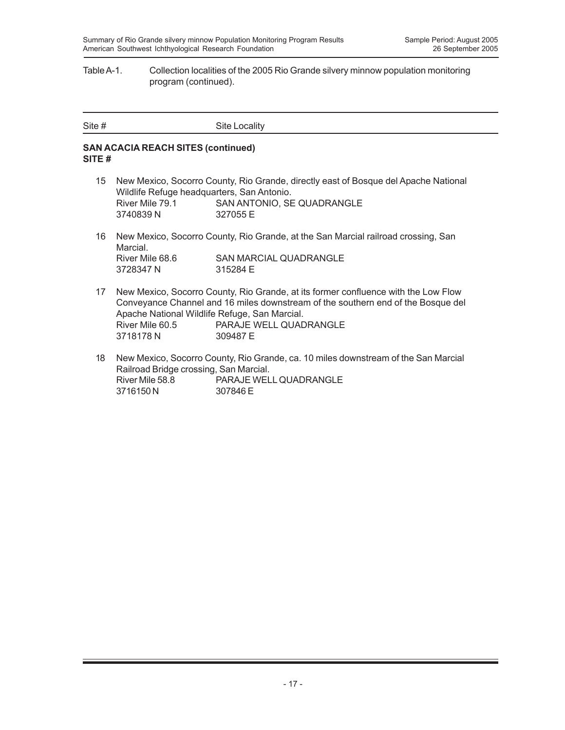Table A-1. Collection localities of the 2005 Rio Grande silvery minnow population monitoring program (continued).

| Site # | Site Locality |
|---|---|

**SAN ACACIA REACH SITES (continued)**
**SITE #**

15 New Mexico, Socorro County, Rio Grande, directly east of Bosque del Apache National Wildlife Refuge headquarters, San Antonio.
River Mile 79.1 SAN ANTONIO, SE QUADRANGLE
3740839 N 327055 E

16 New Mexico, Socorro County, Rio Grande, at the San Marcial railroad crossing, San Marcial.
River Mile 68.6 SAN MARCIAL QUADRANGLE
3728347 N 315284 E

17 New Mexico, Socorro County, Rio Grande, at its former confluence with the Low Flow Conveyance Channel and 16 miles downstream of the southern end of the Bosque del Apache National Wildlife Refuge, San Marcial.
River Mile 60.5 PARAJE WELL QUADRANGLE
3718178 N 309487 E

18 New Mexico, Socorro County, Rio Grande, ca. 10 miles downstream of the San Marcial Railroad Bridge crossing, San Marcial.
River Mile 58.8 PARAJE WELL QUADRANGLE
3716150 N 307846 E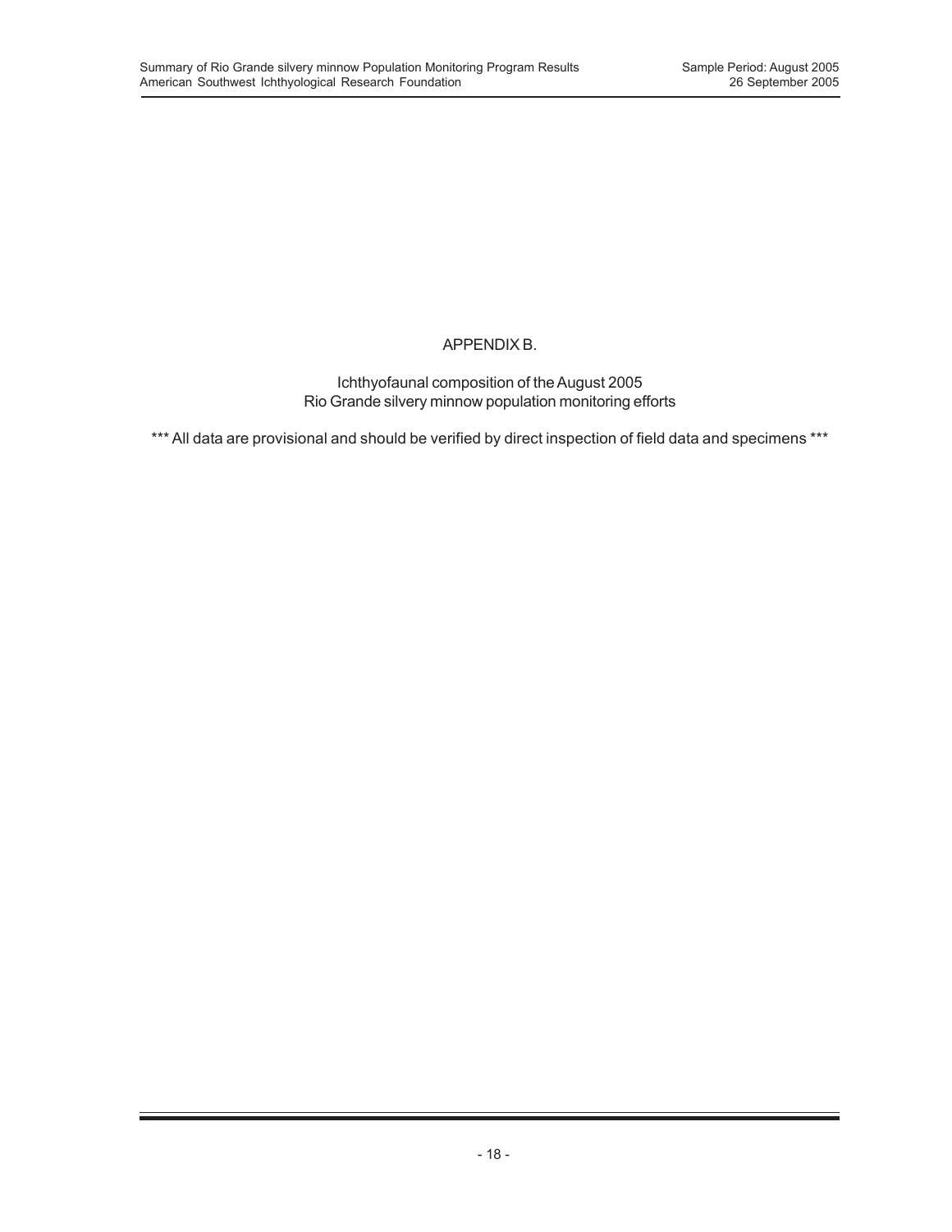# APPENDIX B.

Ichthyofaunal composition of the August 2005
Rio Grande silvery minnow population monitoring efforts

*** All data are provisional and should be verified by direct inspection of field data and specimens ***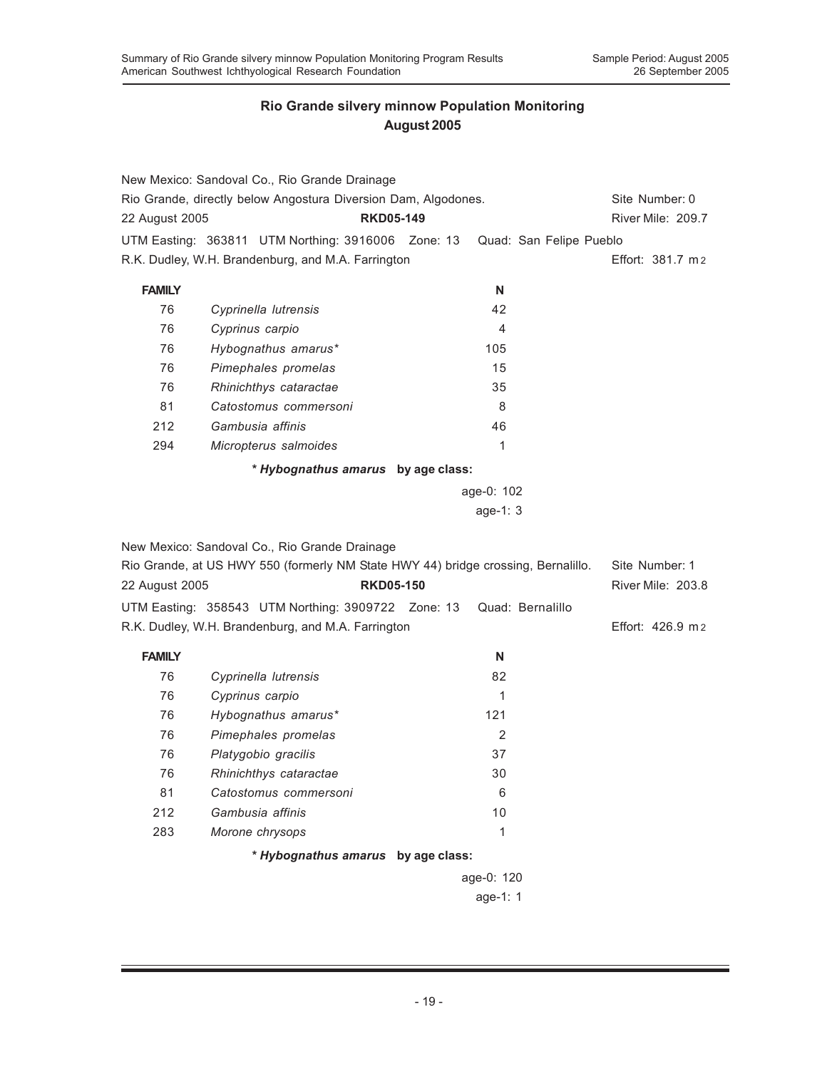## Rio Grande silvery minnow Population Monitoring
## August 2005

New Mexico: Sandoval Co., Rio Grande Drainage
Rio Grande, directly below Angostura Diversion Dam, Algodones. Site Number: 0
22 August 2005 **RKD05-149** River Mile: 209.7
UTM Easting: 363811 UTM Northing: 3916006 Zone: 13 Quad: San Felipe Pueblo
R.K. Dudley, W.H. Brandenburg, and M.A. Farrington Effort: 381.7 $m^2$

| FAMILY | | N |
|---|---|---|
| 76 | *Cyprinella lutrensis* | 42 |
| 76 | *Cyprinus carpio* | 4 |
| 76 | *Hybognathus amarus** | 105 |
| 76 | *Pimephales promelas* | 15 |
| 76 | *Rhinichthys cataractae* | 35 |
| 81 | *Catostomus commersoni* | 8 |
| 212 | *Gambusia affinis* | 46 |
| 294 | *Micropterus salmoides* | 1 |

*** *Hybognathus amarus* by age class:**

age-0: 102
age-1: 3

New Mexico: Sandoval Co., Rio Grande Drainage
Rio Grande, at US HWY 550 (formerly NM State HWY 44) bridge crossing, Bernalillo. Site Number: 1
22 August 2005 **RKD05-150** River Mile: 203.8
UTM Easting: 358543 UTM Northing: 3909722 Zone: 13 Quad: Bernalillo
R.K. Dudley, W.H. Brandenburg, and M.A. Farrington Effort: 426.9 $m^2$

| FAMILY | | N |
|---|---|---|
| 76 | *Cyprinella lutrensis* | 82 |
| 76 | *Cyprinus carpio* | 1 |
| 76 | *Hybognathus amarus** | 121 |
| 76 | *Pimephales promelas* | 2 |
| 76 | *Platygobio gracilis* | 37 |
| 76 | *Rhinichthys cataractae* | 30 |
| 81 | *Catostomus commersoni* | 6 |
| 212 | *Gambusia affinis* | 10 |
| 283 | *Morone chrysops* | 1 |

*** *Hybognathus amarus* by age class:**

age-0: 120
age-1: 1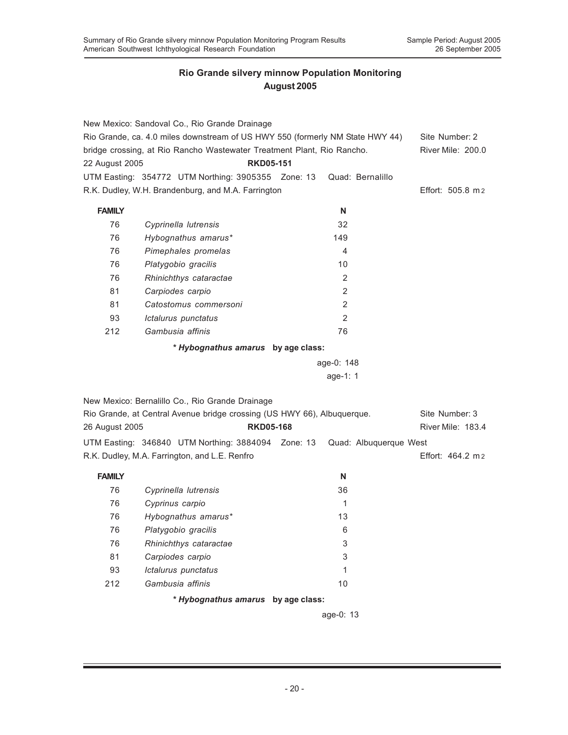## Rio Grande silvery minnow Population Monitoring
## August 2005

New Mexico: Sandoval Co., Rio Grande Drainage
Rio Grande, ca. 4.0 miles downstream of US HWY 550 (formerly NM State HWY 44) bridge crossing, at Rio Rancho Wastewater Treatment Plant, Rio Rancho.
Site Number: 2
River Mile: 200.0
22 August 2005 **RKD05-151**
UTM Easting: 354772 UTM Northing: 3905355 Zone: 13 Quad: Bernalillo
R.K. Dudley, W.H. Brandenburg, and M.A. Farrington
Effort: 505.8 $m^2$

| FAMILY | | N |
|---|---|---|
| 76 | *Cyprinella lutrensis* | 32 |
| 76 | *Hybognathus amarus** | 149 |
| 76 | *Pimephales promelas* | 4 |
| 76 | *Platygobio gracilis* | 10 |
| 76 | *Rhinichthys cataractae* | 2 |
| 81 | *Carpiodes carpio* | 2 |
| 81 | *Catostomus commersoni* | 2 |
| 93 | *Ictalurus punctatus* | 2 |
| 212 | *Gambusia affinis* | 76 |

**\* *Hybognathus amarus* by age class:**

age-0: 148
age-1: 1

New Mexico: Bernalillo Co., Rio Grande Drainage
Rio Grande, at Central Avenue bridge crossing (US HWY 66), Albuquerque.
Site Number: 3
River Mile: 183.4
26 August 2005 **RKD05-168**
UTM Easting: 346840 UTM Northing: 3884094 Zone: 13 Quad: Albuquerque West
R.K. Dudley, M.A. Farrington, and L.E. Renfro
Effort: 464.2 $m^2$

| FAMILY | | N |
|---|---|---|
| 76 | *Cyprinella lutrensis* | 36 |
| 76 | *Cyprinus carpio* | 1 |
| 76 | *Hybognathus amarus** | 13 |
| 76 | *Platygobio gracilis* | 6 |
| 76 | *Rhinichthys cataractae* | 3 |
| 81 | *Carpiodes carpio* | 3 |
| 93 | *Ictalurus punctatus* | 1 |
| 212 | *Gambusia affinis* | 10 |

**\* *Hybognathus amarus* by age class:**

age-0: 13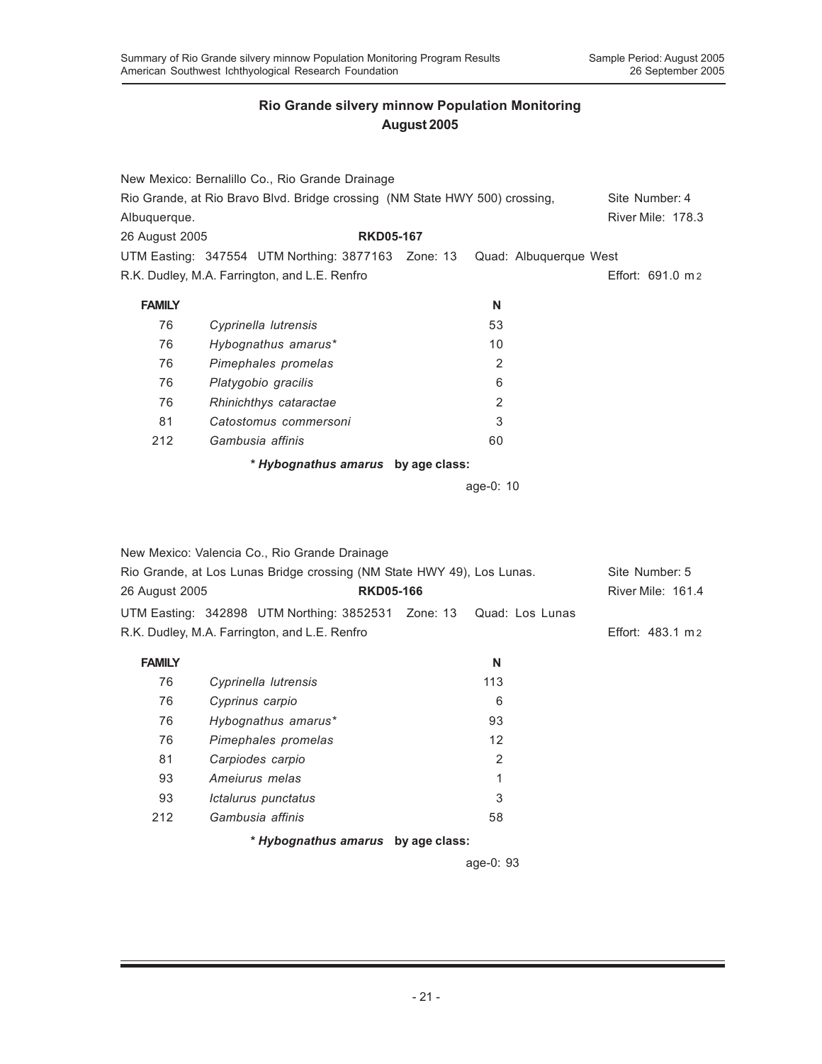## Rio Grande silvery minnow Population Monitoring
## August 2005

New Mexico: Bernalillo Co., Rio Grande Drainage
Rio Grande, at Rio Bravo Blvd. Bridge crossing (NM State HWY 500) crossing, Albuquerque. — Site Number: 4 — River Mile: 178.3
26 August 2005 — **RKD05-167**
UTM Easting: 347554 UTM Northing: 3877163 Zone: 13 Quad: Albuquerque West
R.K. Dudley, M.A. Farrington, and L.E. Renfro — Effort: 691.0 m2

| FAMILY | | N |
|---|---|---|
| 76 | *Cyprinella lutrensis* | 53 |
| 76 | *Hybognathus amarus** | 10 |
| 76 | *Pimephales promelas* | 2 |
| 76 | *Platygobio gracilis* | 6 |
| 76 | *Rhinichthys cataractae* | 2 |
| 81 | *Catostomus commersoni* | 3 |
| 212 | *Gambusia affinis* | 60 |

*** *Hybognathus amarus* by age class:**

age-0: 10

New Mexico: Valencia Co., Rio Grande Drainage
Rio Grande, at Los Lunas Bridge crossing (NM State HWY 49), Los Lunas. — Site Number: 5
26 August 2005 — **RKD05-166** — River Mile: 161.4
UTM Easting: 342898 UTM Northing: 3852531 Zone: 13 Quad: Los Lunas
R.K. Dudley, M.A. Farrington, and L.E. Renfro — Effort: 483.1 m2

| FAMILY | | N |
|---|---|---|
| 76 | *Cyprinella lutrensis* | 113 |
| 76 | *Cyprinus carpio* | 6 |
| 76 | *Hybognathus amarus** | 93 |
| 76 | *Pimephales promelas* | 12 |
| 81 | *Carpiodes carpio* | 2 |
| 93 | *Ameiurus melas* | 1 |
| 93 | *Ictalurus punctatus* | 3 |
| 212 | *Gambusia affinis* | 58 |

*** *Hybognathus amarus* by age class:**

age-0: 93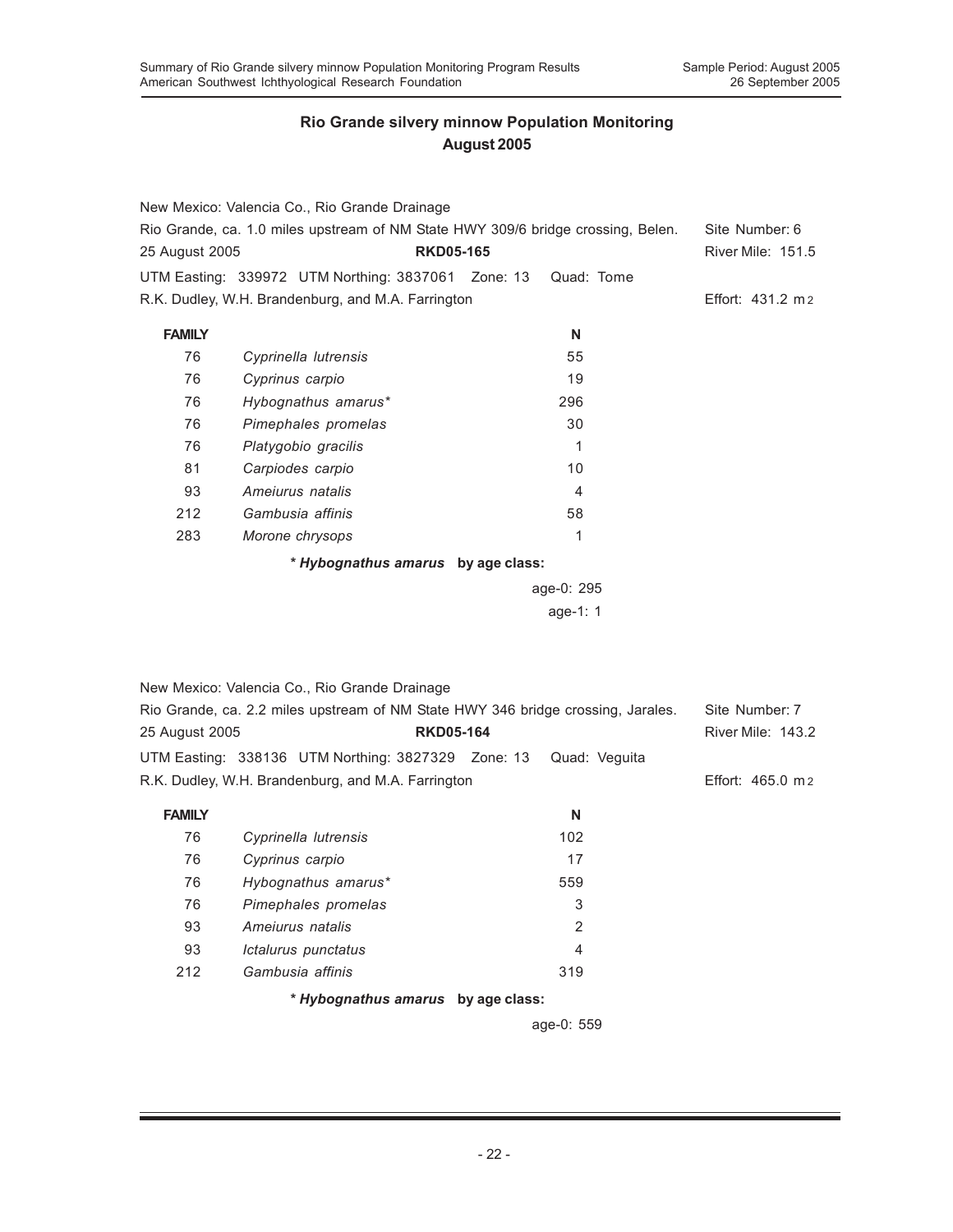## Rio Grande silvery minnow Population Monitoring
## August 2005

New Mexico: Valencia Co., Rio Grande Drainage
Rio Grande, ca. 1.0 miles upstream of NM State HWY 309/6 bridge crossing, Belen. Site Number: 6
25 August 2005 **RKD05-165** River Mile: 151.5
UTM Easting: 339972 UTM Northing: 3837061 Zone: 13 Quad: Tome
R.K. Dudley, W.H. Brandenburg, and M.A. Farrington Effort: 431.2 m2

| FAMILY | | N |
|---|---|---|
| 76 | *Cyprinella lutrensis* | 55 |
| 76 | *Cyprinus carpio* | 19 |
| 76 | *Hybognathus amarus** | 296 |
| 76 | *Pimephales promelas* | 30 |
| 76 | *Platygobio gracilis* | 1 |
| 81 | *Carpiodes carpio* | 10 |
| 93 | *Ameiurus natalis* | 4 |
| 212 | *Gambusia affinis* | 58 |
| 283 | *Morone chrysops* | 1 |

**\* *Hybognathus amarus* by age class:**

age-0: 295
age-1: 1

New Mexico: Valencia Co., Rio Grande Drainage
Rio Grande, ca. 2.2 miles upstream of NM State HWY 346 bridge crossing, Jarales. Site Number: 7
25 August 2005 **RKD05-164** River Mile: 143.2
UTM Easting: 338136 UTM Northing: 3827329 Zone: 13 Quad: Veguita
R.K. Dudley, W.H. Brandenburg, and M.A. Farrington Effort: 465.0 m2

| FAMILY | | N |
|---|---|---|
| 76 | *Cyprinella lutrensis* | 102 |
| 76 | *Cyprinus carpio* | 17 |
| 76 | *Hybognathus amarus** | 559 |
| 76 | *Pimephales promelas* | 3 |
| 93 | *Ameiurus natalis* | 2 |
| 93 | *Ictalurus punctatus* | 4 |
| 212 | *Gambusia affinis* | 319 |

**\* *Hybognathus amarus* by age class:**

age-0: 559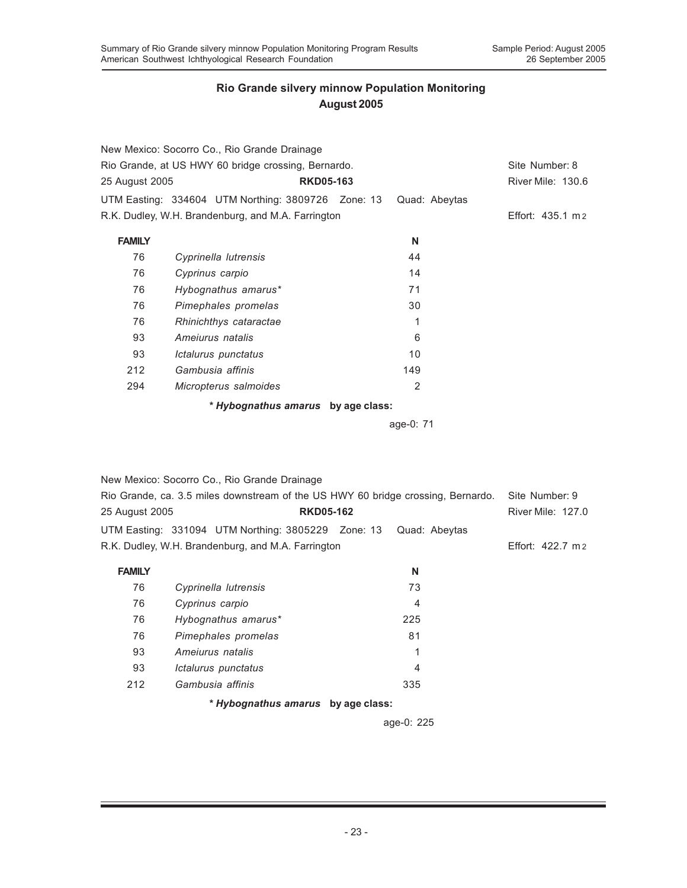## Rio Grande silvery minnow Population Monitoring
## August 2005

New Mexico: Socorro Co., Rio Grande Drainage
Rio Grande, at US HWY 60 bridge crossing, Bernardo. Site Number: 8
25 August 2005 **RKD05-163** River Mile: 130.6
UTM Easting: 334604 UTM Northing: 3809726 Zone: 13 Quad: Abeytas
R.K. Dudley, W.H. Brandenburg, and M.A. Farrington Effort: 435.1 m2

| FAMILY | | N |
|---|---|---|
| 76 | *Cyprinella lutrensis* | 44 |
| 76 | *Cyprinus carpio* | 14 |
| 76 | *Hybognathus amarus** | 71 |
| 76 | *Pimephales promelas* | 30 |
| 76 | *Rhinichthys cataractae* | 1 |
| 93 | *Ameiurus natalis* | 6 |
| 93 | *Ictalurus punctatus* | 10 |
| 212 | *Gambusia affinis* | 149 |
| 294 | *Micropterus salmoides* | 2 |

**\* *Hybognathus amarus* by age class:**

age-0: 71

New Mexico: Socorro Co., Rio Grande Drainage
Rio Grande, ca. 3.5 miles downstream of the US HWY 60 bridge crossing, Bernardo. Site Number: 9
25 August 2005 **RKD05-162** River Mile: 127.0
UTM Easting: 331094 UTM Northing: 3805229 Zone: 13 Quad: Abeytas
R.K. Dudley, W.H. Brandenburg, and M.A. Farrington Effort: 422.7 m2

| FAMILY | | N |
|---|---|---|
| 76 | *Cyprinella lutrensis* | 73 |
| 76 | *Cyprinus carpio* | 4 |
| 76 | *Hybognathus amarus** | 225 |
| 76 | *Pimephales promelas* | 81 |
| 93 | *Ameiurus natalis* | 1 |
| 93 | *Ictalurus punctatus* | 4 |
| 212 | *Gambusia affinis* | 335 |

**\* *Hybognathus amarus* by age class:**

age-0: 225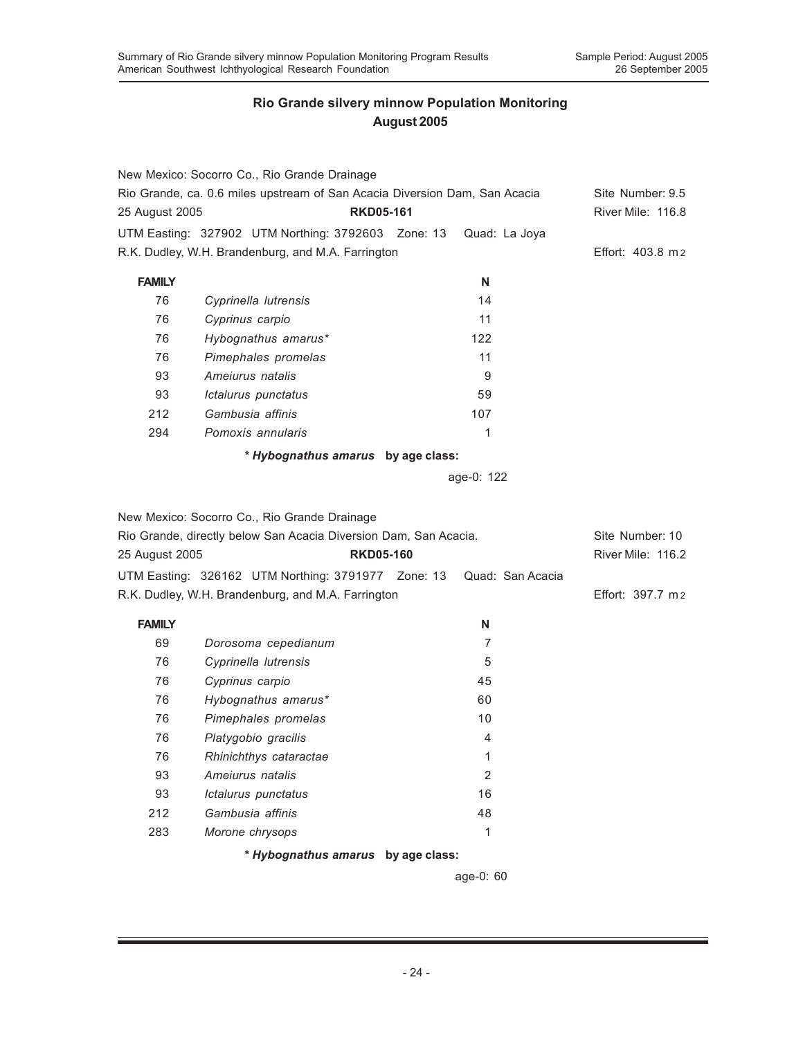## Rio Grande silvery minnow Population Monitoring
## August 2005

New Mexico: Socorro Co., Rio Grande Drainage

Rio Grande, ca. 0.6 miles upstream of San Acacia Diversion Dam, San Acacia — Site Number: 9.5

25 August 2005 — **RKD05-161** — River Mile: 116.8

UTM Easting: 327902 UTM Northing: 3792603 Zone: 13 Quad: La Joya

R.K. Dudley, W.H. Brandenburg, and M.A. Farrington — Effort: 403.8 m2

| FAMILY | | N |
|---|---|---|
| 76 | *Cyprinella lutrensis* | 14 |
| 76 | *Cyprinus carpio* | 11 |
| 76 | *Hybognathus amarus** | 122 |
| 76 | *Pimephales promelas* | 11 |
| 93 | *Ameiurus natalis* | 9 |
| 93 | *Ictalurus punctatus* | 59 |
| 212 | *Gambusia affinis* | 107 |
| 294 | *Pomoxis annularis* | 1 |

**\* *Hybognathus amarus* by age class:**

age-0: 122

New Mexico: Socorro Co., Rio Grande Drainage

Rio Grande, directly below San Acacia Diversion Dam, San Acacia. — Site Number: 10

25 August 2005 — **RKD05-160** — River Mile: 116.2

UTM Easting: 326162 UTM Northing: 3791977 Zone: 13 Quad: San Acacia

R.K. Dudley, W.H. Brandenburg, and M.A. Farrington — Effort: 397.7 m2

| FAMILY | | N |
|---|---|---|
| 69 | *Dorosoma cepedianum* | 7 |
| 76 | *Cyprinella lutrensis* | 5 |
| 76 | *Cyprinus carpio* | 45 |
| 76 | *Hybognathus amarus** | 60 |
| 76 | *Pimephales promelas* | 10 |
| 76 | *Platygobio gracilis* | 4 |
| 76 | *Rhinichthys cataractae* | 1 |
| 93 | *Ameiurus natalis* | 2 |
| 93 | *Ictalurus punctatus* | 16 |
| 212 | *Gambusia affinis* | 48 |
| 283 | *Morone chrysops* | 1 |

**\* *Hybognathus amarus* by age class:**

age-0: 60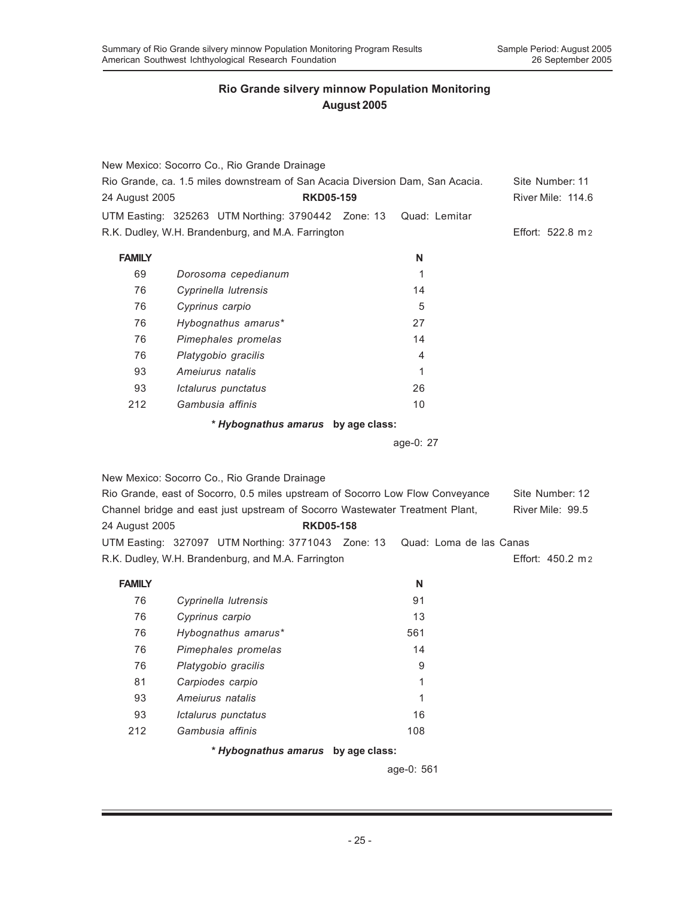## Rio Grande silvery minnow Population Monitoring
## August 2005

New Mexico: Socorro Co., Rio Grande Drainage
Rio Grande, ca. 1.5 miles downstream of San Acacia Diversion Dam, San Acacia. Site Number: 11
24 August 2005 **RKD05-159** River Mile: 114.6
UTM Easting: 325263 UTM Northing: 3790442 Zone: 13 Quad: Lemitar
R.K. Dudley, W.H. Brandenburg, and M.A. Farrington Effort: 522.8 $m^2$

| FAMILY | | N |
|---|---|---|
| 69 | *Dorosoma cepedianum* | 1 |
| 76 | *Cyprinella lutrensis* | 14 |
| 76 | *Cyprinus carpio* | 5 |
| 76 | *Hybognathus amarus** | 27 |
| 76 | *Pimephales promelas* | 14 |
| 76 | *Platygobio gracilis* | 4 |
| 93 | *Ameiurus natalis* | 1 |
| 93 | *Ictalurus punctatus* | 26 |
| 212 | *Gambusia affinis* | 10 |

*** *Hybognathus amarus* by age class:**

age-0: 27

New Mexico: Socorro Co., Rio Grande Drainage
Rio Grande, east of Socorro, 0.5 miles upstream of Socorro Low Flow Conveyance Channel bridge and east just upstream of Socorro Wastewater Treatment Plant, Site Number: 12
River Mile: 99.5
24 August 2005 **RKD05-158**
UTM Easting: 327097 UTM Northing: 3771043 Zone: 13 Quad: Loma de las Canas
R.K. Dudley, W.H. Brandenburg, and M.A. Farrington Effort: 450.2 $m^2$

| FAMILY | | N |
|---|---|---|
| 76 | *Cyprinella lutrensis* | 91 |
| 76 | *Cyprinus carpio* | 13 |
| 76 | *Hybognathus amarus** | 561 |
| 76 | *Pimephales promelas* | 14 |
| 76 | *Platygobio gracilis* | 9 |
| 81 | *Carpiodes carpio* | 1 |
| 93 | *Ameiurus natalis* | 1 |
| 93 | *Ictalurus punctatus* | 16 |
| 212 | *Gambusia affinis* | 108 |

*** *Hybognathus amarus* by age class:**

age-0: 561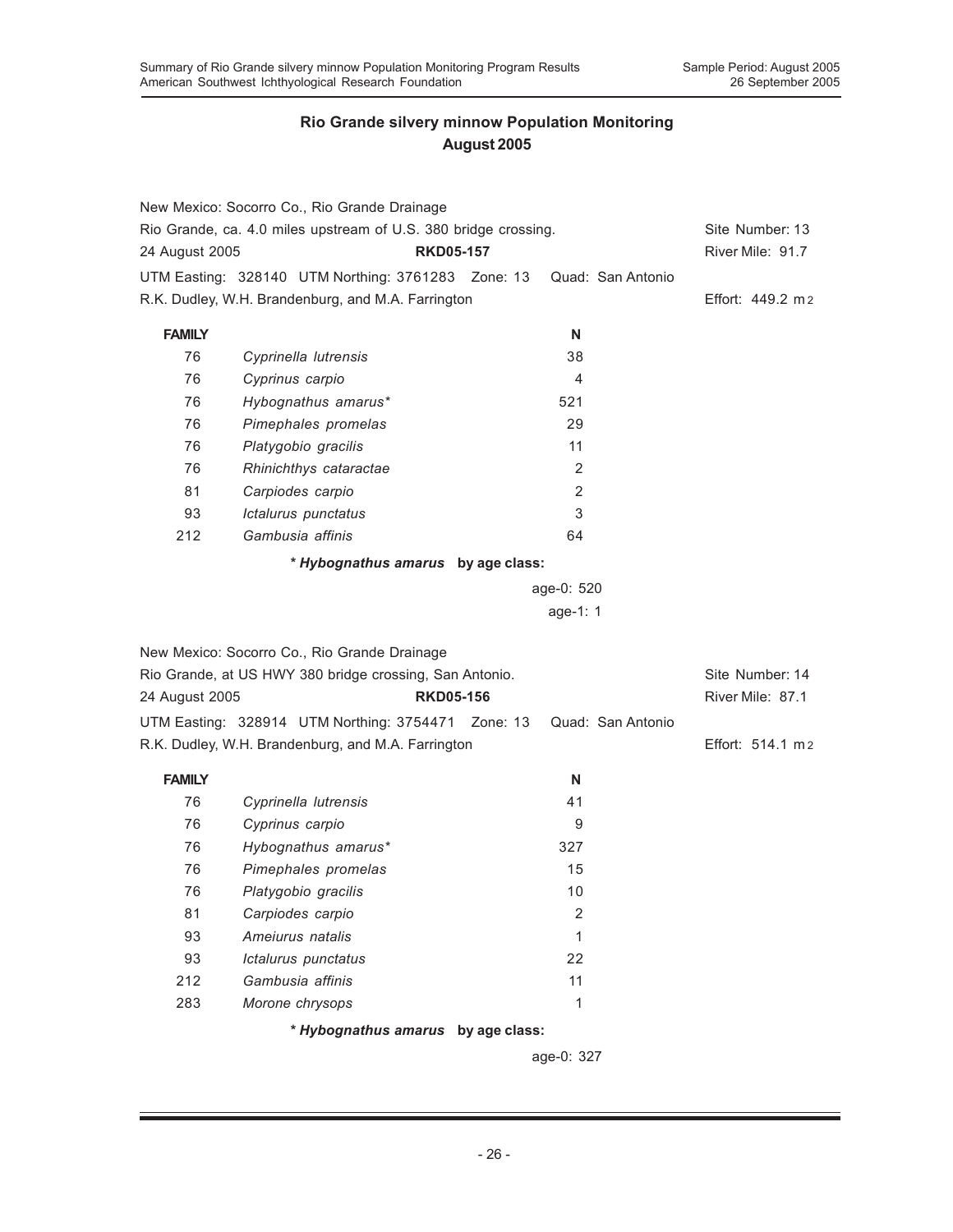## Rio Grande silvery minnow Population Monitoring
## August 2005

New Mexico: Socorro Co., Rio Grande Drainage
Rio Grande, ca. 4.0 miles upstream of U.S. 380 bridge crossing. Site Number: 13
24 August 2005 **RKD05-157** River Mile: 91.7
UTM Easting: 328140 UTM Northing: 3761283 Zone: 13 Quad: San Antonio
R.K. Dudley, W.H. Brandenburg, and M.A. Farrington Effort: 449.2 $m^2$

| FAMILY | | N |
|---|---|---|
| 76 | *Cyprinella lutrensis* | 38 |
| 76 | *Cyprinus carpio* | 4 |
| 76 | *Hybognathus amarus** | 521 |
| 76 | *Pimephales promelas* | 29 |
| 76 | *Platygobio gracilis* | 11 |
| 76 | *Rhinichthys cataractae* | 2 |
| 81 | *Carpiodes carpio* | 2 |
| 93 | *Ictalurus punctatus* | 3 |
| 212 | *Gambusia affinis* | 64 |

**\* *Hybognathus amarus* by age class:**

age-0: 520
age-1: 1

New Mexico: Socorro Co., Rio Grande Drainage
Rio Grande, at US HWY 380 bridge crossing, San Antonio. Site Number: 14
24 August 2005 **RKD05-156** River Mile: 87.1
UTM Easting: 328914 UTM Northing: 3754471 Zone: 13 Quad: San Antonio
R.K. Dudley, W.H. Brandenburg, and M.A. Farrington Effort: 514.1 $m^2$

| FAMILY | | N |
|---|---|---|
| 76 | *Cyprinella lutrensis* | 41 |
| 76 | *Cyprinus carpio* | 9 |
| 76 | *Hybognathus amarus** | 327 |
| 76 | *Pimephales promelas* | 15 |
| 76 | *Platygobio gracilis* | 10 |
| 81 | *Carpiodes carpio* | 2 |
| 93 | *Ameiurus natalis* | 1 |
| 93 | *Ictalurus punctatus* | 22 |
| 212 | *Gambusia affinis* | 11 |
| 283 | *Morone chrysops* | 1 |

**\* *Hybognathus amarus* by age class:**

age-0: 327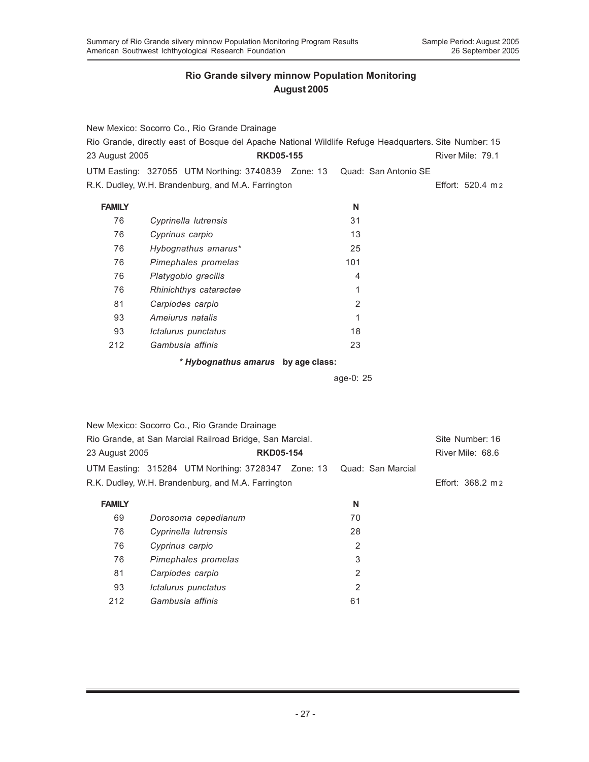## Rio Grande silvery minnow Population Monitoring
## August 2005

New Mexico: Socorro Co., Rio Grande Drainage
Rio Grande, directly east of Bosque del Apache National Wildlife Refuge Headquarters. Site Number: 15
23 August 2005 **RKD05-155** River Mile: 79.1
UTM Easting: 327055 UTM Northing: 3740839 Zone: 13 Quad: San Antonio SE
R.K. Dudley, W.H. Brandenburg, and M.A. Farrington Effort: 520.4 m2

| FAMILY | | N |
|---|---|---|
| 76 | *Cyprinella lutrensis* | 31 |
| 76 | *Cyprinus carpio* | 13 |
| 76 | *Hybognathus amarus** | 25 |
| 76 | *Pimephales promelas* | 101 |
| 76 | *Platygobio gracilis* | 4 |
| 76 | *Rhinichthys cataractae* | 1 |
| 81 | *Carpiodes carpio* | 2 |
| 93 | *Ameiurus natalis* | 1 |
| 93 | *Ictalurus punctatus* | 18 |
| 212 | *Gambusia affinis* | 23 |

**\* *Hybognathus amarus* by age class:**

age-0: 25

New Mexico: Socorro Co., Rio Grande Drainage
Rio Grande, at San Marcial Railroad Bridge, San Marcial. Site Number: 16
23 August 2005 **RKD05-154** River Mile: 68.6
UTM Easting: 315284 UTM Northing: 3728347 Zone: 13 Quad: San Marcial
R.K. Dudley, W.H. Brandenburg, and M.A. Farrington Effort: 368.2 m2

| FAMILY | | N |
|---|---|---|
| 69 | *Dorosoma cepedianum* | 70 |
| 76 | *Cyprinella lutrensis* | 28 |
| 76 | *Cyprinus carpio* | 2 |
| 76 | *Pimephales promelas* | 3 |
| 81 | *Carpiodes carpio* | 2 |
| 93 | *Ictalurus punctatus* | 2 |
| 212 | *Gambusia affinis* | 61 |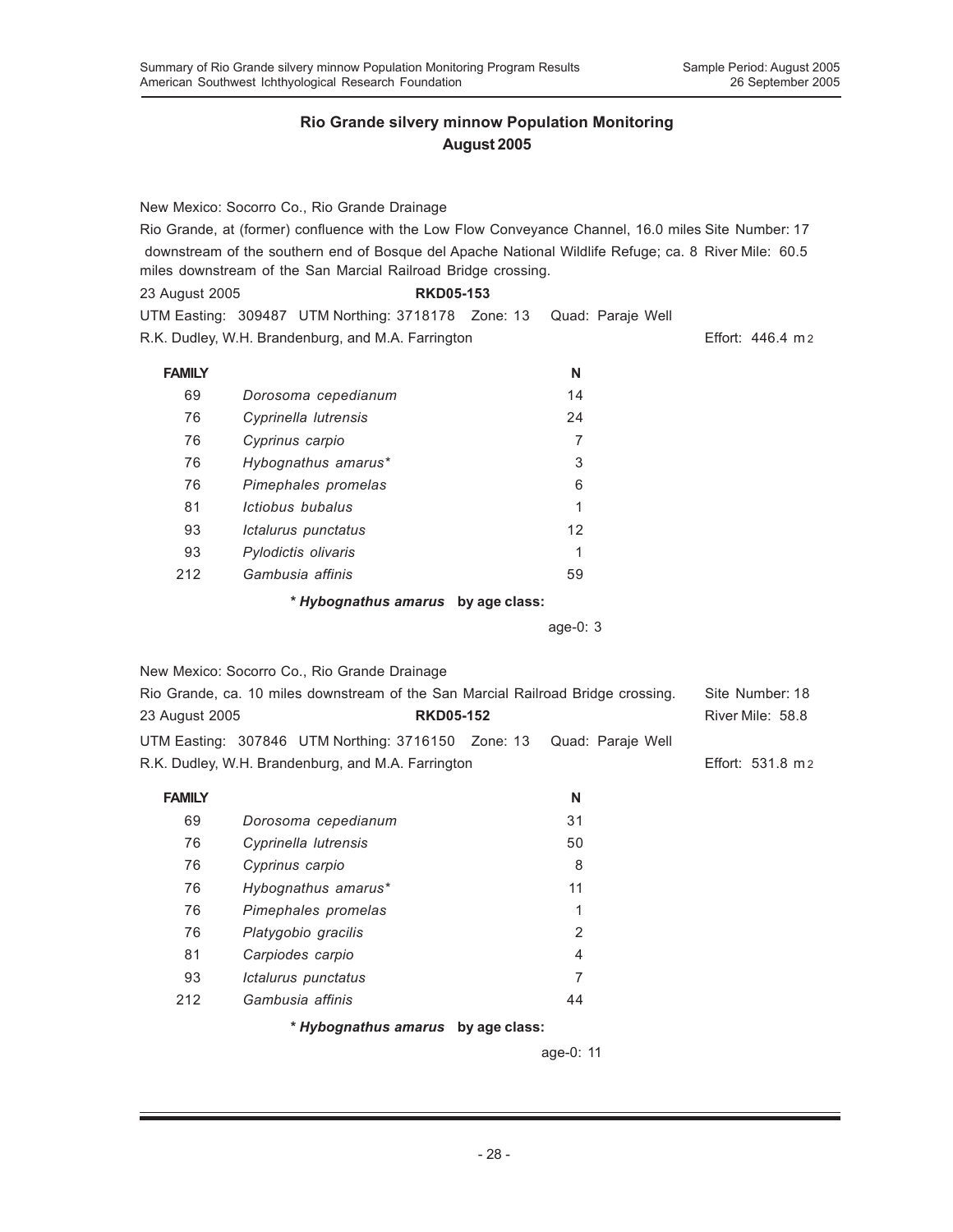## Rio Grande silvery minnow Population Monitoring
## August 2005

New Mexico: Socorro Co., Rio Grande Drainage

Rio Grande, at (former) confluence with the Low Flow Conveyance Channel, 16.0 miles downstream of the southern end of Bosque del Apache National Wildlife Refuge; ca. 8 miles downstream of the San Marcial Railroad Bridge crossing. Site Number: 17 River Mile: 60.5

23 August 2005 **RKD05-153**

UTM Easting: 309487 UTM Northing: 3718178 Zone: 13 Quad: Paraje Well

R.K. Dudley, W.H. Brandenburg, and M.A. Farrington Effort: 446.4 $m^2$

| FAMILY | | N |
|---|---|---|
| 69 | *Dorosoma cepedianum* | 14 |
| 76 | *Cyprinella lutrensis* | 24 |
| 76 | *Cyprinus carpio* | 7 |
| 76 | *Hybognathus amarus** | 3 |
| 76 | *Pimephales promelas* | 6 |
| 81 | *Ictiobus bubalus* | 1 |
| 93 | *Ictalurus punctatus* | 12 |
| 93 | *Pylodictis olivaris* | 1 |
| 212 | *Gambusia affinis* | 59 |

*** *Hybognathus amarus* by age class:**

age-0: 3

New Mexico: Socorro Co., Rio Grande Drainage

Rio Grande, ca. 10 miles downstream of the San Marcial Railroad Bridge crossing. Site Number: 18

23 August 2005 **RKD05-152** River Mile: 58.8

UTM Easting: 307846 UTM Northing: 3716150 Zone: 13 Quad: Paraje Well

R.K. Dudley, W.H. Brandenburg, and M.A. Farrington Effort: 531.8 $m^2$

| FAMILY | | N |
|---|---|---|
| 69 | *Dorosoma cepedianum* | 31 |
| 76 | *Cyprinella lutrensis* | 50 |
| 76 | *Cyprinus carpio* | 8 |
| 76 | *Hybognathus amarus** | 11 |
| 76 | *Pimephales promelas* | 1 |
| 76 | *Platygobio gracilis* | 2 |
| 81 | *Carpiodes carpio* | 4 |
| 93 | *Ictalurus punctatus* | 7 |
| 212 | *Gambusia affinis* | 44 |

*** *Hybognathus amarus* by age class:**

age-0: 11